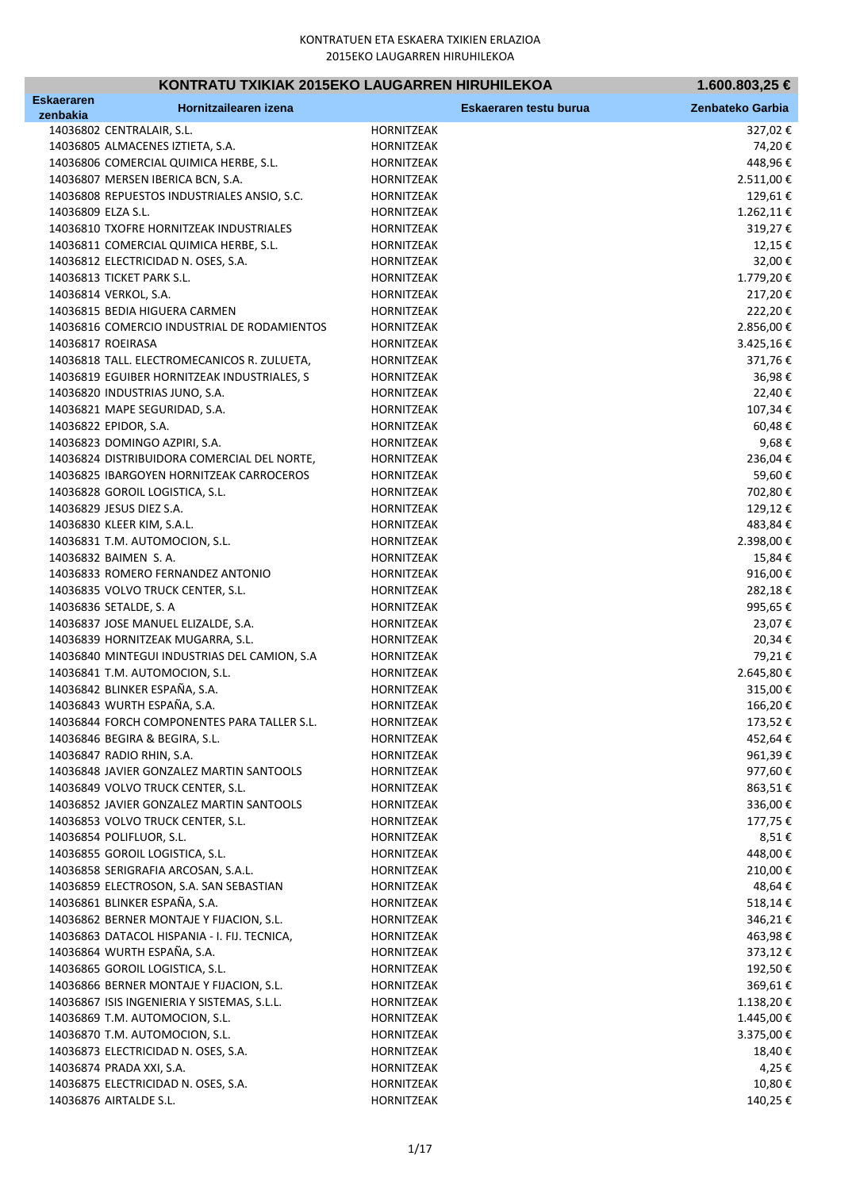KONTRATUEN ETA ESKAERA TXIKIEN ERLAZIOA
2015EKO LAUGARREN HIRUHILEKOA

| KONTRATU TXIKIAK 2015EKO LAUGARREN HIRUHILEKOA | | | 1.600.803,25 € |
|---|---|---|---|
| **Eskaeraren zenbakia** | **Hornitzailearen izena** | **Eskaeraren testu burua** | **Zenbateko Garbia** |
| 14036802 | CENTRALAIR, S.L. | HORNITZEAK | 327,02 € |
| 14036805 | ALMACENES IZTIETA, S.A. | HORNITZEAK | 74,20 € |
| 14036806 | COMERCIAL QUIMICA HERBE, S.L. | HORNITZEAK | 448,96 € |
| 14036807 | MERSEN IBERICA BCN, S.A. | HORNITZEAK | 2.511,00 € |
| 14036808 | REPUESTOS INDUSTRIALES ANSIO, S.C. | HORNITZEAK | 129,61 € |
| 14036809 | ELZA S.L. | HORNITZEAK | 1.262,11 € |
| 14036810 | TXOFRE HORNITZEAK INDUSTRIALES | HORNITZEAK | 319,27 € |
| 14036811 | COMERCIAL QUIMICA HERBE, S.L. | HORNITZEAK | 12,15 € |
| 14036812 | ELECTRICIDAD N. OSES, S.A. | HORNITZEAK | 32,00 € |
| 14036813 | TICKET PARK S.L. | HORNITZEAK | 1.779,20 € |
| 14036814 | VERKOL, S.A. | HORNITZEAK | 217,20 € |
| 14036815 | BEDIA HIGUERA CARMEN | HORNITZEAK | 222,20 € |
| 14036816 | COMERCIO INDUSTRIAL DE RODAMIENTOS | HORNITZEAK | 2.856,00 € |
| 14036817 | ROEIRASA | HORNITZEAK | 3.425,16 € |
| 14036818 | TALL. ELECTROMECANICOS R. ZULUETA, | HORNITZEAK | 371,76 € |
| 14036819 | EGUIBER HORNITZEAK INDUSTRIALES, S | HORNITZEAK | 36,98 € |
| 14036820 | INDUSTRIAS JUNO, S.A. | HORNITZEAK | 22,40 € |
| 14036821 | MAPE SEGURIDAD, S.A. | HORNITZEAK | 107,34 € |
| 14036822 | EPIDOR, S.A. | HORNITZEAK | 60,48 € |
| 14036823 | DOMINGO AZPIRI, S.A. | HORNITZEAK | 9,68 € |
| 14036824 | DISTRIBUIDORA COMERCIAL DEL NORTE, | HORNITZEAK | 236,04 € |
| 14036825 | IBARGOYEN HORNITZEAK CARROCEROS | HORNITZEAK | 59,60 € |
| 14036828 | GOROIL LOGISTICA, S.L. | HORNITZEAK | 702,80 € |
| 14036829 | JESUS DIEZ S.A. | HORNITZEAK | 129,12 € |
| 14036830 | KLEER KIM, S.A.L. | HORNITZEAK | 483,84 € |
| 14036831 | T.M. AUTOMOCION, S.L. | HORNITZEAK | 2.398,00 € |
| 14036832 | BAIMEN S. A. | HORNITZEAK | 15,84 € |
| 14036833 | ROMERO FERNANDEZ ANTONIO | HORNITZEAK | 916,00 € |
| 14036835 | VOLVO TRUCK CENTER, S.L. | HORNITZEAK | 282,18 € |
| 14036836 | SETALDE, S. A | HORNITZEAK | 995,65 € |
| 14036837 | JOSE MANUEL ELIZALDE, S.A. | HORNITZEAK | 23,07 € |
| 14036839 | HORNITZEAK MUGARRA, S.L. | HORNITZEAK | 20,34 € |
| 14036840 | MINTEGUI INDUSTRIAS DEL CAMION, S.A | HORNITZEAK | 79,21 € |
| 14036841 | T.M. AUTOMOCION, S.L. | HORNITZEAK | 2.645,80 € |
| 14036842 | BLINKER ESPAÑA, S.A. | HORNITZEAK | 315,00 € |
| 14036843 | WURTH ESPAÑA, S.A. | HORNITZEAK | 166,20 € |
| 14036844 | FORCH COMPONENTES PARA TALLER S.L. | HORNITZEAK | 173,52 € |
| 14036846 | BEGIRA & BEGIRA, S.L. | HORNITZEAK | 452,64 € |
| 14036847 | RADIO RHIN, S.A. | HORNITZEAK | 961,39 € |
| 14036848 | JAVIER GONZALEZ MARTIN SANTOOLS | HORNITZEAK | 977,60 € |
| 14036849 | VOLVO TRUCK CENTER, S.L. | HORNITZEAK | 863,51 € |
| 14036852 | JAVIER GONZALEZ MARTIN SANTOOLS | HORNITZEAK | 336,00 € |
| 14036853 | VOLVO TRUCK CENTER, S.L. | HORNITZEAK | 177,75 € |
| 14036854 | POLIFLUOR, S.L. | HORNITZEAK | 8,51 € |
| 14036855 | GOROIL LOGISTICA, S.L. | HORNITZEAK | 448,00 € |
| 14036858 | SERIGRAFIA ARCOSAN, S.A.L. | HORNITZEAK | 210,00 € |
| 14036859 | ELECTROSON, S.A. SAN SEBASTIAN | HORNITZEAK | 48,64 € |
| 14036861 | BLINKER ESPAÑA, S.A. | HORNITZEAK | 518,14 € |
| 14036862 | BERNER MONTAJE Y FIJACION, S.L. | HORNITZEAK | 346,21 € |
| 14036863 | DATACOL HISPANIA - I. FIJ. TECNICA, | HORNITZEAK | 463,98 € |
| 14036864 | WURTH ESPAÑA, S.A. | HORNITZEAK | 373,12 € |
| 14036865 | GOROIL LOGISTICA, S.L. | HORNITZEAK | 192,50 € |
| 14036866 | BERNER MONTAJE Y FIJACION, S.L. | HORNITZEAK | 369,61 € |
| 14036867 | ISIS INGENIERIA Y SISTEMAS, S.L.L. | HORNITZEAK | 1.138,20 € |
| 14036869 | T.M. AUTOMOCION, S.L. | HORNITZEAK | 1.445,00 € |
| 14036870 | T.M. AUTOMOCION, S.L. | HORNITZEAK | 3.375,00 € |
| 14036873 | ELECTRICIDAD N. OSES, S.A. | HORNITZEAK | 18,40 € |
| 14036874 | PRADA XXI, S.A. | HORNITZEAK | 4,25 € |
| 14036875 | ELECTRICIDAD N. OSES, S.A. | HORNITZEAK | 10,80 € |
| 14036876 | AIRTALDE S.L. | HORNITZEAK | 140,25 € |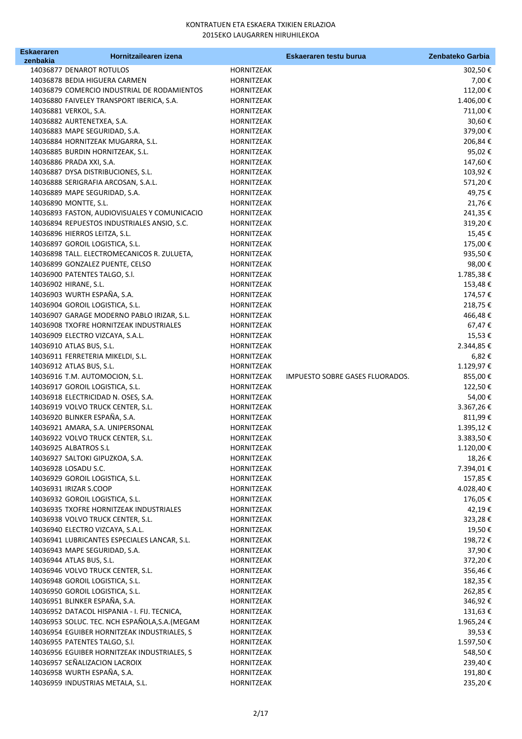KONTRATUEN ETA ESKAERA TXIKIEN ERLAZIOA
2015EKO LAUGARREN HIRUHILEKOA

| Eskaeraren zenbakia | Hornitzailearen izena | | Eskaeraren testu burua | Zenbateko Garbia |
|---|---|---|---|---|
| 14036877 | DENAROT ROTULOS | HORNITZEAK | | 302,50 € |
| 14036878 | BEDIA HIGUERA CARMEN | HORNITZEAK | | 7,00 € |
| 14036879 | COMERCIO INDUSTRIAL DE RODAMIENTOS | HORNITZEAK | | 112,00 € |
| 14036880 | FAIVELEY TRANSPORT IBERICA, S.A. | HORNITZEAK | | 1.406,00 € |
| 14036881 | VERKOL, S.A. | HORNITZEAK | | 711,00 € |
| 14036882 | AURTENETXEA, S.A. | HORNITZEAK | | 30,60 € |
| 14036883 | MAPE SEGURIDAD, S.A. | HORNITZEAK | | 379,00 € |
| 14036884 | HORNITZEAK MUGARRA, S.L. | HORNITZEAK | | 206,84 € |
| 14036885 | BURDIN HORNITZEAK, S.L. | HORNITZEAK | | 95,02 € |
| 14036886 | PRADA XXI, S.A. | HORNITZEAK | | 147,60 € |
| 14036887 | DYSA DISTRIBUCIONES, S.L. | HORNITZEAK | | 103,92 € |
| 14036888 | SERIGRAFIA ARCOSAN, S.A.L. | HORNITZEAK | | 571,20 € |
| 14036889 | MAPE SEGURIDAD, S.A. | HORNITZEAK | | 49,75 € |
| 14036890 | MONTTE, S.L. | HORNITZEAK | | 21,76 € |
| 14036893 | FASTON, AUDIOVISUALES Y COMUNICACIO | HORNITZEAK | | 241,35 € |
| 14036894 | REPUESTOS INDUSTRIALES ANSIO, S.C. | HORNITZEAK | | 319,20 € |
| 14036896 | HIERROS LEITZA, S.L. | HORNITZEAK | | 15,45 € |
| 14036897 | GOROIL LOGISTICA, S.L. | HORNITZEAK | | 175,00 € |
| 14036898 | TALL. ELECTROMECANICOS R. ZULUETA, | HORNITZEAK | | 935,50 € |
| 14036899 | GONZALEZ PUENTE, CELSO | HORNITZEAK | | 98,00 € |
| 14036900 | PATENTES TALGO, S.l. | HORNITZEAK | | 1.785,38 € |
| 14036902 | HIRANE, S.L. | HORNITZEAK | | 153,48 € |
| 14036903 | WURTH ESPAÑA, S.A. | HORNITZEAK | | 174,57 € |
| 14036904 | GOROIL LOGISTICA, S.L. | HORNITZEAK | | 218,75 € |
| 14036907 | GARAGE MODERNO PABLO IRIZAR, S.L. | HORNITZEAK | | 466,48 € |
| 14036908 | TXOFRE HORNITZEAK INDUSTRIALES | HORNITZEAK | | 67,47 € |
| 14036909 | ELECTRO VIZCAYA, S.A.L. | HORNITZEAK | | 15,53 € |
| 14036910 | ATLAS BUS, S.L. | HORNITZEAK | | 2.344,85 € |
| 14036911 | FERRETERIA MIKELDI, S.L. | HORNITZEAK | | 6,82 € |
| 14036912 | ATLAS BUS, S.L. | HORNITZEAK | | 1.129,97 € |
| 14036916 | T.M. AUTOMOCION, S.L. | HORNITZEAK | IMPUESTO SOBRE GASES FLUORADOS. | 855,00 € |
| 14036917 | GOROIL LOGISTICA, S.L. | HORNITZEAK | | 122,50 € |
| 14036918 | ELECTRICIDAD N. OSES, S.A. | HORNITZEAK | | 54,00 € |
| 14036919 | VOLVO TRUCK CENTER, S.L. | HORNITZEAK | | 3.367,26 € |
| 14036920 | BLINKER ESPAÑA, S.A. | HORNITZEAK | | 811,99 € |
| 14036921 | AMARA, S.A. UNIPERSONAL | HORNITZEAK | | 1.395,12 € |
| 14036922 | VOLVO TRUCK CENTER, S.L. | HORNITZEAK | | 3.383,50 € |
| 14036925 | ALBATROS S.L | HORNITZEAK | | 1.120,00 € |
| 14036927 | SALTOKI GIPUZKOA, S.A. | HORNITZEAK | | 18,26 € |
| 14036928 | LOSADU S.C. | HORNITZEAK | | 7.394,01 € |
| 14036929 | GOROIL LOGISTICA, S.L. | HORNITZEAK | | 157,85 € |
| 14036931 | IRIZAR S.COOP | HORNITZEAK | | 4.028,40 € |
| 14036932 | GOROIL LOGISTICA, S.L. | HORNITZEAK | | 176,05 € |
| 14036935 | TXOFRE HORNITZEAK INDUSTRIALES | HORNITZEAK | | 42,19 € |
| 14036938 | VOLVO TRUCK CENTER, S.L. | HORNITZEAK | | 323,28 € |
| 14036940 | ELECTRO VIZCAYA, S.A.L. | HORNITZEAK | | 19,50 € |
| 14036941 | LUBRICANTES ESPECIALES LANCAR, S.L. | HORNITZEAK | | 198,72 € |
| 14036943 | MAPE SEGURIDAD, S.A. | HORNITZEAK | | 37,90 € |
| 14036944 | ATLAS BUS, S.L. | HORNITZEAK | | 372,20 € |
| 14036946 | VOLVO TRUCK CENTER, S.L. | HORNITZEAK | | 356,46 € |
| 14036948 | GOROIL LOGISTICA, S.L. | HORNITZEAK | | 182,35 € |
| 14036950 | GOROIL LOGISTICA, S.L. | HORNITZEAK | | 262,85 € |
| 14036951 | BLINKER ESPAÑA, S.A. | HORNITZEAK | | 346,92 € |
| 14036952 | DATACOL HISPANIA - I. FIJ. TECNICA, | HORNITZEAK | | 131,63 € |
| 14036953 | SOLUC. TEC. NCH ESPAÑOLA,S.A.(MEGAM | HORNITZEAK | | 1.965,24 € |
| 14036954 | EGUIBER HORNITZEAK INDUSTRIALES, S | HORNITZEAK | | 39,53 € |
| 14036955 | PATENTES TALGO, S.l. | HORNITZEAK | | 1.597,50 € |
| 14036956 | EGUIBER HORNITZEAK INDUSTRIALES, S | HORNITZEAK | | 548,50 € |
| 14036957 | SEÑALIZACION LACROIX | HORNITZEAK | | 239,40 € |
| 14036958 | WURTH ESPAÑA, S.A. | HORNITZEAK | | 191,80 € |
| 14036959 | INDUSTRIAS METALA, S.L. | HORNITZEAK | | 235,20 € |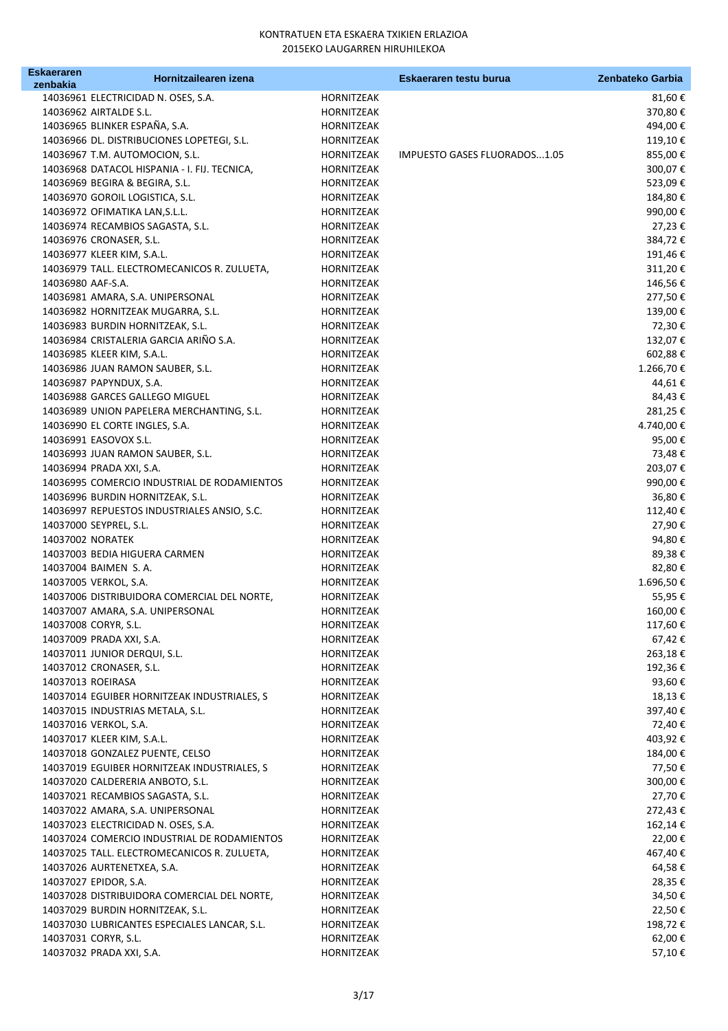KONTRATUEN ETA ESKAERA TXIKIEN ERLAZIOA
2015EKO LAUGARREN HIRUHILEKOA

| Eskaeraren zenbakia | Hornitzailearen izena | | Eskaeraren testu burua | Zenbateko Garbia |
|---|---|---|---|---|
| 14036961 | ELECTRICIDAD N. OSES, S.A. | HORNITZEAK | | 81,60 € |
| 14036962 | AIRTALDE S.L. | HORNITZEAK | | 370,80 € |
| 14036965 | BLINKER ESPAÑA, S.A. | HORNITZEAK | | 494,00 € |
| 14036966 | DL. DISTRIBUCIONES LOPETEGI, S.L. | HORNITZEAK | | 119,10 € |
| 14036967 | T.M. AUTOMOCION, S.L. | HORNITZEAK | IMPUESTO GASES FLUORADOS...1.05 | 855,00 € |
| 14036968 | DATACOL HISPANIA - I. FIJ. TECNICA, | HORNITZEAK | | 300,07 € |
| 14036969 | BEGIRA & BEGIRA, S.L. | HORNITZEAK | | 523,09 € |
| 14036970 | GOROIL LOGISTICA, S.L. | HORNITZEAK | | 184,80 € |
| 14036972 | OFIMATIKA LAN,S.L.L. | HORNITZEAK | | 990,00 € |
| 14036974 | RECAMBIOS SAGASTA, S.L. | HORNITZEAK | | 27,23 € |
| 14036976 | CRONASER, S.L. | HORNITZEAK | | 384,72 € |
| 14036977 | KLEER KIM, S.A.L. | HORNITZEAK | | 191,46 € |
| 14036979 | TALL. ELECTROMECANICOS R. ZULUETA, | HORNITZEAK | | 311,20 € |
| 14036980 | AAF-S.A. | HORNITZEAK | | 146,56 € |
| 14036981 | AMARA, S.A. UNIPERSONAL | HORNITZEAK | | 277,50 € |
| 14036982 | HORNITZEAK MUGARRA, S.L. | HORNITZEAK | | 139,00 € |
| 14036983 | BURDIN HORNITZEAK, S.L. | HORNITZEAK | | 72,30 € |
| 14036984 | CRISTALERIA GARCIA ARIÑO S.A. | HORNITZEAK | | 132,07 € |
| 14036985 | KLEER KIM, S.A.L. | HORNITZEAK | | 602,88 € |
| 14036986 | JUAN RAMON SAUBER, S.L. | HORNITZEAK | | 1.266,70 € |
| 14036987 | PAPYNDUX, S.A. | HORNITZEAK | | 44,61 € |
| 14036988 | GARCES GALLEGO MIGUEL | HORNITZEAK | | 84,43 € |
| 14036989 | UNION PAPELERA MERCHANTING, S.L. | HORNITZEAK | | 281,25 € |
| 14036990 | EL CORTE INGLES, S.A. | HORNITZEAK | | 4.740,00 € |
| 14036991 | EASOVOX S.L. | HORNITZEAK | | 95,00 € |
| 14036993 | JUAN RAMON SAUBER, S.L. | HORNITZEAK | | 73,48 € |
| 14036994 | PRADA XXI, S.A. | HORNITZEAK | | 203,07 € |
| 14036995 | COMERCIO INDUSTRIAL DE RODAMIENTOS | HORNITZEAK | | 990,00 € |
| 14036996 | BURDIN HORNITZEAK, S.L. | HORNITZEAK | | 36,80 € |
| 14036997 | REPUESTOS INDUSTRIALES ANSIO, S.C. | HORNITZEAK | | 112,40 € |
| 14037000 | SEYPREL, S.L. | HORNITZEAK | | 27,90 € |
| 14037002 | NORATEK | HORNITZEAK | | 94,80 € |
| 14037003 | BEDIA HIGUERA CARMEN | HORNITZEAK | | 89,38 € |
| 14037004 | BAIMEN S. A. | HORNITZEAK | | 82,80 € |
| 14037005 | VERKOL, S.A. | HORNITZEAK | | 1.696,50 € |
| 14037006 | DISTRIBUIDORA COMERCIAL DEL NORTE, | HORNITZEAK | | 55,95 € |
| 14037007 | AMARA, S.A. UNIPERSONAL | HORNITZEAK | | 160,00 € |
| 14037008 | CORYR, S.L. | HORNITZEAK | | 117,60 € |
| 14037009 | PRADA XXI, S.A. | HORNITZEAK | | 67,42 € |
| 14037011 | JUNIOR DERQUI, S.L. | HORNITZEAK | | 263,18 € |
| 14037012 | CRONASER, S.L. | HORNITZEAK | | 192,36 € |
| 14037013 | ROEIRASA | HORNITZEAK | | 93,60 € |
| 14037014 | EGUIBER HORNITZEAK INDUSTRIALES, S | HORNITZEAK | | 18,13 € |
| 14037015 | INDUSTRIAS METALA, S.L. | HORNITZEAK | | 397,40 € |
| 14037016 | VERKOL, S.A. | HORNITZEAK | | 72,40 € |
| 14037017 | KLEER KIM, S.A.L. | HORNITZEAK | | 403,92 € |
| 14037018 | GONZALEZ PUENTE, CELSO | HORNITZEAK | | 184,00 € |
| 14037019 | EGUIBER HORNITZEAK INDUSTRIALES, S | HORNITZEAK | | 77,50 € |
| 14037020 | CALDERERIA ANBOTO, S.L. | HORNITZEAK | | 300,00 € |
| 14037021 | RECAMBIOS SAGASTA, S.L. | HORNITZEAK | | 27,70 € |
| 14037022 | AMARA, S.A. UNIPERSONAL | HORNITZEAK | | 272,43 € |
| 14037023 | ELECTRICIDAD N. OSES, S.A. | HORNITZEAK | | 162,14 € |
| 14037024 | COMERCIO INDUSTRIAL DE RODAMIENTOS | HORNITZEAK | | 22,00 € |
| 14037025 | TALL. ELECTROMECANICOS R. ZULUETA, | HORNITZEAK | | 467,40 € |
| 14037026 | AURTENETXEA, S.A. | HORNITZEAK | | 64,58 € |
| 14037027 | EPIDOR, S.A. | HORNITZEAK | | 28,35 € |
| 14037028 | DISTRIBUIDORA COMERCIAL DEL NORTE, | HORNITZEAK | | 34,50 € |
| 14037029 | BURDIN HORNITZEAK, S.L. | HORNITZEAK | | 22,50 € |
| 14037030 | LUBRICANTES ESPECIALES LANCAR, S.L. | HORNITZEAK | | 198,72 € |
| 14037031 | CORYR, S.L. | HORNITZEAK | | 62,00 € |
| 14037032 | PRADA XXI, S.A. | HORNITZEAK | | 57,10 € |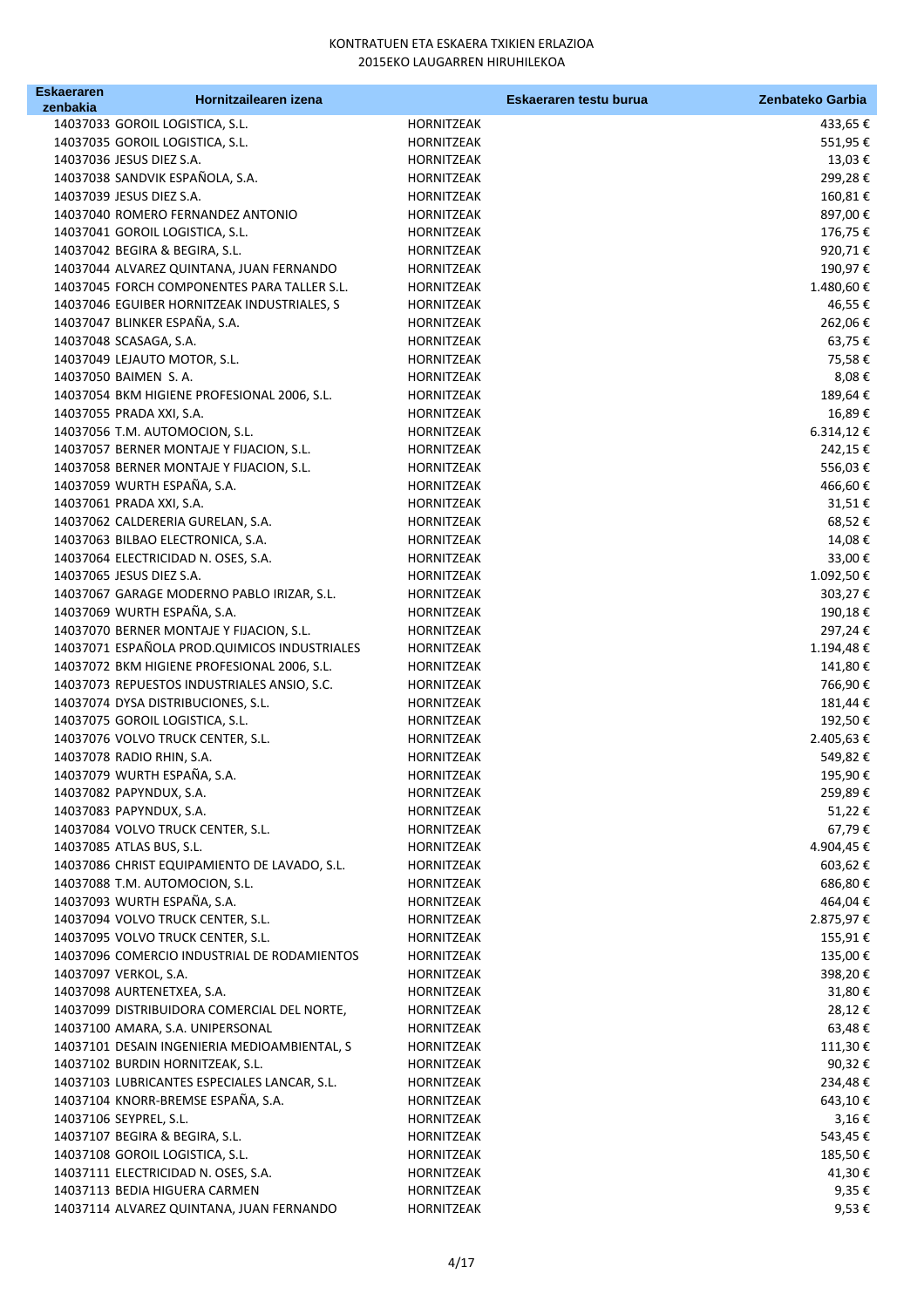KONTRATUEN ETA ESKAERA TXIKIEN ERLAZIOA
2015EKO LAUGARREN HIRUHILEKOA

| Eskaeraren zenbakia | Hornitzailearen izena | Eskaeraren testu burua | Zenbateko Garbia |
|---|---|---|---|
| 14037033 | GOROIL LOGISTICA, S.L. | HORNITZEAK | 433,65 € |
| 14037035 | GOROIL LOGISTICA, S.L. | HORNITZEAK | 551,95 € |
| 14037036 | JESUS DIEZ S.A. | HORNITZEAK | 13,03 € |
| 14037038 | SANDVIK ESPAÑOLA, S.A. | HORNITZEAK | 299,28 € |
| 14037039 | JESUS DIEZ S.A. | HORNITZEAK | 160,81 € |
| 14037040 | ROMERO FERNANDEZ ANTONIO | HORNITZEAK | 897,00 € |
| 14037041 | GOROIL LOGISTICA, S.L. | HORNITZEAK | 176,75 € |
| 14037042 | BEGIRA & BEGIRA, S.L. | HORNITZEAK | 920,71 € |
| 14037044 | ALVAREZ QUINTANA, JUAN FERNANDO | HORNITZEAK | 190,97 € |
| 14037045 | FORCH COMPONENTES PARA TALLER S.L. | HORNITZEAK | 1.480,60 € |
| 14037046 | EGUIBER HORNITZEAK INDUSTRIALES, S | HORNITZEAK | 46,55 € |
| 14037047 | BLINKER ESPAÑA, S.A. | HORNITZEAK | 262,06 € |
| 14037048 | SCASAGA, S.A. | HORNITZEAK | 63,75 € |
| 14037049 | LEJAUTO MOTOR, S.L. | HORNITZEAK | 75,58 € |
| 14037050 | BAIMEN S. A. | HORNITZEAK | 8,08 € |
| 14037054 | BKM HIGIENE PROFESIONAL 2006, S.L. | HORNITZEAK | 189,64 € |
| 14037055 | PRADA XXI, S.A. | HORNITZEAK | 16,89 € |
| 14037056 | T.M. AUTOMOCION, S.L. | HORNITZEAK | 6.314,12 € |
| 14037057 | BERNER MONTAJE Y FIJACION, S.L. | HORNITZEAK | 242,15 € |
| 14037058 | BERNER MONTAJE Y FIJACION, S.L. | HORNITZEAK | 556,03 € |
| 14037059 | WURTH ESPAÑA, S.A. | HORNITZEAK | 466,60 € |
| 14037061 | PRADA XXI, S.A. | HORNITZEAK | 31,51 € |
| 14037062 | CALDERERIA GURELAN, S.A. | HORNITZEAK | 68,52 € |
| 14037063 | BILBAO ELECTRONICA, S.A. | HORNITZEAK | 14,08 € |
| 14037064 | ELECTRICIDAD N. OSES, S.A. | HORNITZEAK | 33,00 € |
| 14037065 | JESUS DIEZ S.A. | HORNITZEAK | 1.092,50 € |
| 14037067 | GARAGE MODERNO PABLO IRIZAR, S.L. | HORNITZEAK | 303,27 € |
| 14037069 | WURTH ESPAÑA, S.A. | HORNITZEAK | 190,18 € |
| 14037070 | BERNER MONTAJE Y FIJACION, S.L. | HORNITZEAK | 297,24 € |
| 14037071 | ESPAÑOLA PROD.QUIMICOS INDUSTRIALES | HORNITZEAK | 1.194,48 € |
| 14037072 | BKM HIGIENE PROFESIONAL 2006, S.L. | HORNITZEAK | 141,80 € |
| 14037073 | REPUESTOS INDUSTRIALES ANSIO, S.C. | HORNITZEAK | 766,90 € |
| 14037074 | DYSA DISTRIBUCIONES, S.L. | HORNITZEAK | 181,44 € |
| 14037075 | GOROIL LOGISTICA, S.L. | HORNITZEAK | 192,50 € |
| 14037076 | VOLVO TRUCK CENTER, S.L. | HORNITZEAK | 2.405,63 € |
| 14037078 | RADIO RHIN, S.A. | HORNITZEAK | 549,82 € |
| 14037079 | WURTH ESPAÑA, S.A. | HORNITZEAK | 195,90 € |
| 14037082 | PAPYNDUX, S.A. | HORNITZEAK | 259,89 € |
| 14037083 | PAPYNDUX, S.A. | HORNITZEAK | 51,22 € |
| 14037084 | VOLVO TRUCK CENTER, S.L. | HORNITZEAK | 67,79 € |
| 14037085 | ATLAS BUS, S.L. | HORNITZEAK | 4.904,45 € |
| 14037086 | CHRIST EQUIPAMIENTO DE LAVADO, S.L. | HORNITZEAK | 603,62 € |
| 14037088 | T.M. AUTOMOCION, S.L. | HORNITZEAK | 686,80 € |
| 14037093 | WURTH ESPAÑA, S.A. | HORNITZEAK | 464,04 € |
| 14037094 | VOLVO TRUCK CENTER, S.L. | HORNITZEAK | 2.875,97 € |
| 14037095 | VOLVO TRUCK CENTER, S.L. | HORNITZEAK | 155,91 € |
| 14037096 | COMERCIO INDUSTRIAL DE RODAMIENTOS | HORNITZEAK | 135,00 € |
| 14037097 | VERKOL, S.A. | HORNITZEAK | 398,20 € |
| 14037098 | AURTENETXEA, S.A. | HORNITZEAK | 31,80 € |
| 14037099 | DISTRIBUIDORA COMERCIAL DEL NORTE, | HORNITZEAK | 28,12 € |
| 14037100 | AMARA, S.A. UNIPERSONAL | HORNITZEAK | 63,48 € |
| 14037101 | DESAIN INGENIERIA MEDIOAMBIENTAL, S | HORNITZEAK | 111,30 € |
| 14037102 | BURDIN HORNITZEAK, S.L. | HORNITZEAK | 90,32 € |
| 14037103 | LUBRICANTES ESPECIALES LANCAR, S.L. | HORNITZEAK | 234,48 € |
| 14037104 | KNORR-BREMSE ESPAÑA, S.A. | HORNITZEAK | 643,10 € |
| 14037106 | SEYPREL, S.L. | HORNITZEAK | 3,16 € |
| 14037107 | BEGIRA & BEGIRA, S.L. | HORNITZEAK | 543,45 € |
| 14037108 | GOROIL LOGISTICA, S.L. | HORNITZEAK | 185,50 € |
| 14037111 | ELECTRICIDAD N. OSES, S.A. | HORNITZEAK | 41,30 € |
| 14037113 | BEDIA HIGUERA CARMEN | HORNITZEAK | 9,35 € |
| 14037114 | ALVAREZ QUINTANA, JUAN FERNANDO | HORNITZEAK | 9,53 € |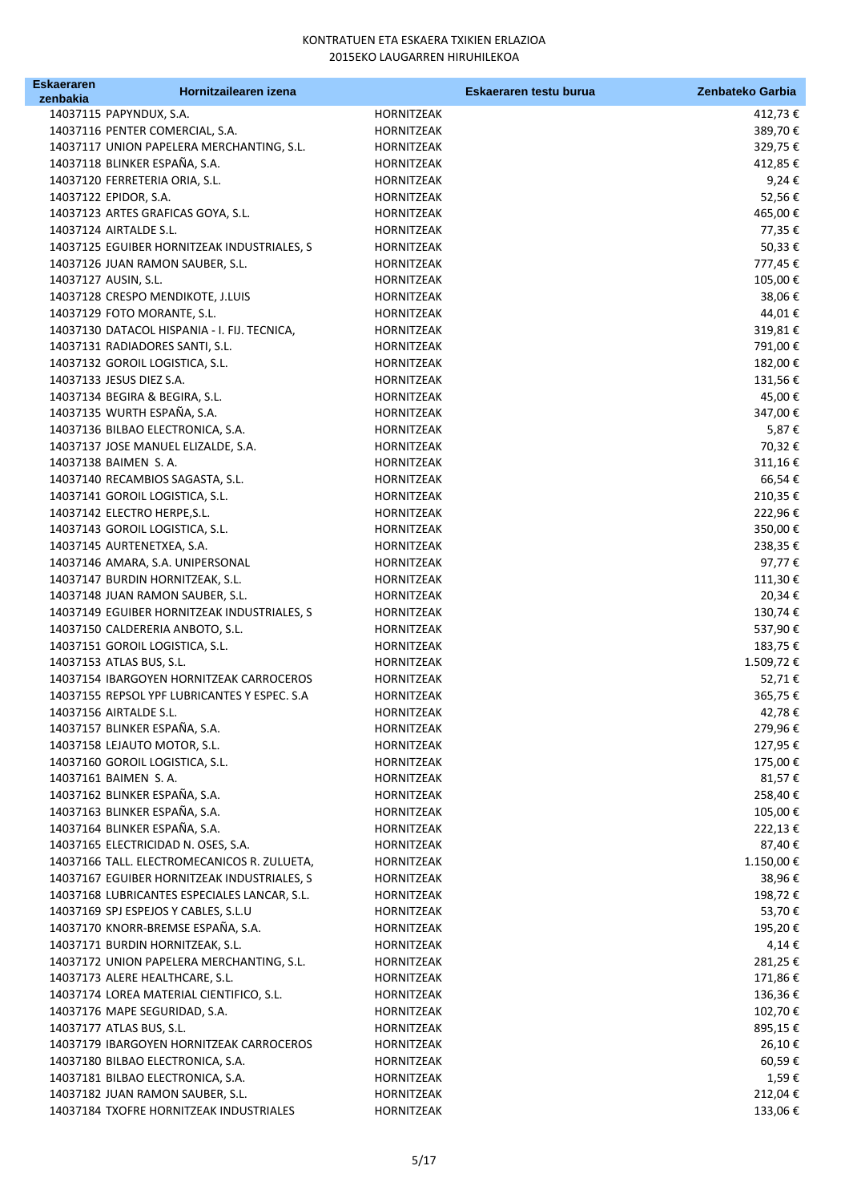KONTRATUEN ETA ESKAERA TXIKIEN ERLAZIOA
2015EKO LAUGARREN HIRUHILEKOA

| Eskaeraren zenbakia | Hornitzailearen izena | Eskaeraren testu burua | Zenbateko Garbia |
|---|---|---|---|
| 14037115 | PAPYNDUX, S.A. | HORNITZEAK | 412,73 € |
| 14037116 | PENTER COMERCIAL, S.A. | HORNITZEAK | 389,70 € |
| 14037117 | UNION PAPELERA MERCHANTING, S.L. | HORNITZEAK | 329,75 € |
| 14037118 | BLINKER ESPAÑA, S.A. | HORNITZEAK | 412,85 € |
| 14037120 | FERRETERIA ORIA, S.L. | HORNITZEAK | 9,24 € |
| 14037122 | EPIDOR, S.A. | HORNITZEAK | 52,56 € |
| 14037123 | ARTES GRAFICAS GOYA, S.L. | HORNITZEAK | 465,00 € |
| 14037124 | AIRTALDE S.L. | HORNITZEAK | 77,35 € |
| 14037125 | EGUIBER HORNITZEAK INDUSTRIALES, S | HORNITZEAK | 50,33 € |
| 14037126 | JUAN RAMON SAUBER, S.L. | HORNITZEAK | 777,45 € |
| 14037127 | AUSIN, S.L. | HORNITZEAK | 105,00 € |
| 14037128 | CRESPO MENDIKOTE, J.LUIS | HORNITZEAK | 38,06 € |
| 14037129 | FOTO MORANTE, S.L. | HORNITZEAK | 44,01 € |
| 14037130 | DATACOL HISPANIA - I. FIJ. TECNICA, | HORNITZEAK | 319,81 € |
| 14037131 | RADIADORES SANTI, S.L. | HORNITZEAK | 791,00 € |
| 14037132 | GOROIL LOGISTICA, S.L. | HORNITZEAK | 182,00 € |
| 14037133 | JESUS DIEZ S.A. | HORNITZEAK | 131,56 € |
| 14037134 | BEGIRA & BEGIRA, S.L. | HORNITZEAK | 45,00 € |
| 14037135 | WURTH ESPAÑA, S.A. | HORNITZEAK | 347,00 € |
| 14037136 | BILBAO ELECTRONICA, S.A. | HORNITZEAK | 5,87 € |
| 14037137 | JOSE MANUEL ELIZALDE, S.A. | HORNITZEAK | 70,32 € |
| 14037138 | BAIMEN S. A. | HORNITZEAK | 311,16 € |
| 14037140 | RECAMBIOS SAGASTA, S.L. | HORNITZEAK | 66,54 € |
| 14037141 | GOROIL LOGISTICA, S.L. | HORNITZEAK | 210,35 € |
| 14037142 | ELECTRO HERPE,S.L. | HORNITZEAK | 222,96 € |
| 14037143 | GOROIL LOGISTICA, S.L. | HORNITZEAK | 350,00 € |
| 14037145 | AURTENETXEA, S.A. | HORNITZEAK | 238,35 € |
| 14037146 | AMARA, S.A. UNIPERSONAL | HORNITZEAK | 97,77 € |
| 14037147 | BURDIN HORNITZEAK, S.L. | HORNITZEAK | 111,30 € |
| 14037148 | JUAN RAMON SAUBER, S.L. | HORNITZEAK | 20,34 € |
| 14037149 | EGUIBER HORNITZEAK INDUSTRIALES, S | HORNITZEAK | 130,74 € |
| 14037150 | CALDERERIA ANBOTO, S.L. | HORNITZEAK | 537,90 € |
| 14037151 | GOROIL LOGISTICA, S.L. | HORNITZEAK | 183,75 € |
| 14037153 | ATLAS BUS, S.L. | HORNITZEAK | 1.509,72 € |
| 14037154 | IBARGOYEN HORNITZEAK CARROCEROS | HORNITZEAK | 52,71 € |
| 14037155 | REPSOL YPF LUBRICANTES Y ESPEC. S.A | HORNITZEAK | 365,75 € |
| 14037156 | AIRTALDE S.L. | HORNITZEAK | 42,78 € |
| 14037157 | BLINKER ESPAÑA, S.A. | HORNITZEAK | 279,96 € |
| 14037158 | LEJAUTO MOTOR, S.L. | HORNITZEAK | 127,95 € |
| 14037160 | GOROIL LOGISTICA, S.L. | HORNITZEAK | 175,00 € |
| 14037161 | BAIMEN S. A. | HORNITZEAK | 81,57 € |
| 14037162 | BLINKER ESPAÑA, S.A. | HORNITZEAK | 258,40 € |
| 14037163 | BLINKER ESPAÑA, S.A. | HORNITZEAK | 105,00 € |
| 14037164 | BLINKER ESPAÑA, S.A. | HORNITZEAK | 222,13 € |
| 14037165 | ELECTRICIDAD N. OSES, S.A. | HORNITZEAK | 87,40 € |
| 14037166 | TALL. ELECTROMECANICOS R. ZULUETA, | HORNITZEAK | 1.150,00 € |
| 14037167 | EGUIBER HORNITZEAK INDUSTRIALES, S | HORNITZEAK | 38,96 € |
| 14037168 | LUBRICANTES ESPECIALES LANCAR, S.L. | HORNITZEAK | 198,72 € |
| 14037169 | SPJ ESPEJOS Y CABLES, S.L.U | HORNITZEAK | 53,70 € |
| 14037170 | KNORR-BREMSE ESPAÑA, S.A. | HORNITZEAK | 195,20 € |
| 14037171 | BURDIN HORNITZEAK, S.L. | HORNITZEAK | 4,14 € |
| 14037172 | UNION PAPELERA MERCHANTING, S.L. | HORNITZEAK | 281,25 € |
| 14037173 | ALERE HEALTHCARE, S.L. | HORNITZEAK | 171,86 € |
| 14037174 | LOREA MATERIAL CIENTIFICO, S.L. | HORNITZEAK | 136,36 € |
| 14037176 | MAPE SEGURIDAD, S.A. | HORNITZEAK | 102,70 € |
| 14037177 | ATLAS BUS, S.L. | HORNITZEAK | 895,15 € |
| 14037179 | IBARGOYEN HORNITZEAK CARROCEROS | HORNITZEAK | 26,10 € |
| 14037180 | BILBAO ELECTRONICA, S.A. | HORNITZEAK | 60,59 € |
| 14037181 | BILBAO ELECTRONICA, S.A. | HORNITZEAK | 1,59 € |
| 14037182 | JUAN RAMON SAUBER, S.L. | HORNITZEAK | 212,04 € |
| 14037184 | TXOFRE HORNITZEAK INDUSTRIALES | HORNITZEAK | 133,06 € |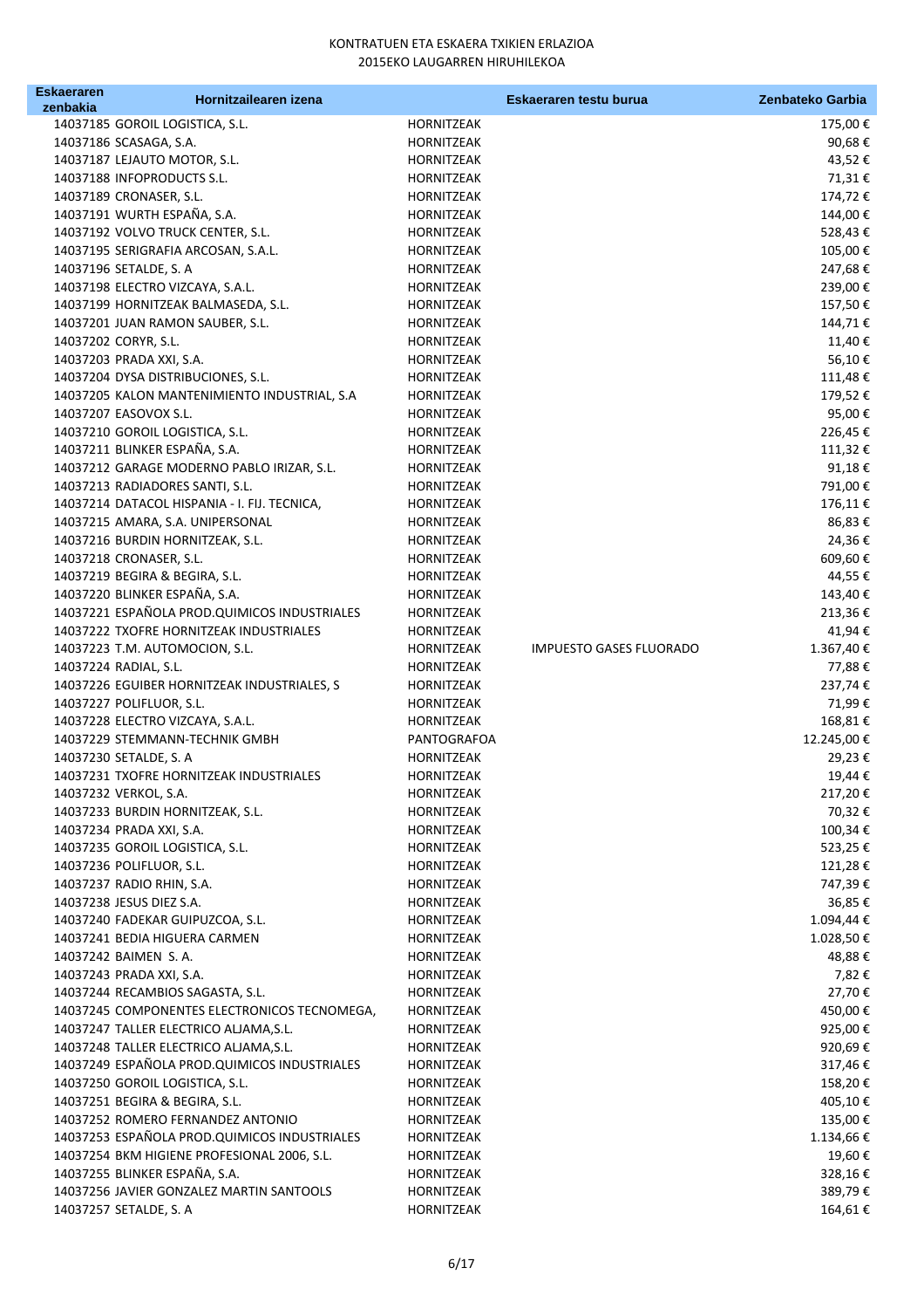KONTRATUEN ETA ESKAERA TXIKIEN ERLAZIOA
2015EKO LAUGARREN HIRUHILEKOA

| Eskaeraren zenbakia | Hornitzailearen izena | | Eskaeraren testu burua | Zenbateko Garbia |
|---|---|---|---|---|
| 14037185 | GOROIL LOGISTICA, S.L. | HORNITZEAK | | 175,00 € |
| 14037186 | SCASAGA, S.A. | HORNITZEAK | | 90,68 € |
| 14037187 | LEJAUTO MOTOR, S.L. | HORNITZEAK | | 43,52 € |
| 14037188 | INFOPRODUCTS S.L. | HORNITZEAK | | 71,31 € |
| 14037189 | CRONASER, S.L. | HORNITZEAK | | 174,72 € |
| 14037191 | WURTH ESPAÑA, S.A. | HORNITZEAK | | 144,00 € |
| 14037192 | VOLVO TRUCK CENTER, S.L. | HORNITZEAK | | 528,43 € |
| 14037195 | SERIGRAFIA ARCOSAN, S.A.L. | HORNITZEAK | | 105,00 € |
| 14037196 | SETALDE, S. A | HORNITZEAK | | 247,68 € |
| 14037198 | ELECTRO VIZCAYA, S.A.L. | HORNITZEAK | | 239,00 € |
| 14037199 | HORNITZEAK BALMASEDA, S.L. | HORNITZEAK | | 157,50 € |
| 14037201 | JUAN RAMON SAUBER, S.L. | HORNITZEAK | | 144,71 € |
| 14037202 | CORYR, S.L. | HORNITZEAK | | 11,40 € |
| 14037203 | PRADA XXI, S.A. | HORNITZEAK | | 56,10 € |
| 14037204 | DYSA DISTRIBUCIONES, S.L. | HORNITZEAK | | 111,48 € |
| 14037205 | KALON MANTENIMIENTO INDUSTRIAL, S.A | HORNITZEAK | | 179,52 € |
| 14037207 | EASOVOX S.L. | HORNITZEAK | | 95,00 € |
| 14037210 | GOROIL LOGISTICA, S.L. | HORNITZEAK | | 226,45 € |
| 14037211 | BLINKER ESPAÑA, S.A. | HORNITZEAK | | 111,32 € |
| 14037212 | GARAGE MODERNO PABLO IRIZAR, S.L. | HORNITZEAK | | 91,18 € |
| 14037213 | RADIADORES SANTI, S.L. | HORNITZEAK | | 791,00 € |
| 14037214 | DATACOL HISPANIA - I. FIJ. TECNICA, | HORNITZEAK | | 176,11 € |
| 14037215 | AMARA, S.A. UNIPERSONAL | HORNITZEAK | | 86,83 € |
| 14037216 | BURDIN HORNITZEAK, S.L. | HORNITZEAK | | 24,36 € |
| 14037218 | CRONASER, S.L. | HORNITZEAK | | 609,60 € |
| 14037219 | BEGIRA & BEGIRA, S.L. | HORNITZEAK | | 44,55 € |
| 14037220 | BLINKER ESPAÑA, S.A. | HORNITZEAK | | 143,40 € |
| 14037221 | ESPAÑOLA PROD.QUIMICOS INDUSTRIALES | HORNITZEAK | | 213,36 € |
| 14037222 | TXOFRE HORNITZEAK INDUSTRIALES | HORNITZEAK | | 41,94 € |
| 14037223 | T.M. AUTOMOCION, S.L. | HORNITZEAK | IMPUESTO GASES FLUORADO | 1.367,40 € |
| 14037224 | RADIAL, S.L. | HORNITZEAK | | 77,88 € |
| 14037226 | EGUIBER HORNITZEAK INDUSTRIALES, S | HORNITZEAK | | 237,74 € |
| 14037227 | POLIFLUOR, S.L. | HORNITZEAK | | 71,99 € |
| 14037228 | ELECTRO VIZCAYA, S.A.L. | HORNITZEAK | | 168,81 € |
| 14037229 | STEMMANN-TECHNIK GMBH | PANTOGRAFOA | | 12.245,00 € |
| 14037230 | SETALDE, S. A | HORNITZEAK | | 29,23 € |
| 14037231 | TXOFRE HORNITZEAK INDUSTRIALES | HORNITZEAK | | 19,44 € |
| 14037232 | VERKOL, S.A. | HORNITZEAK | | 217,20 € |
| 14037233 | BURDIN HORNITZEAK, S.L. | HORNITZEAK | | 70,32 € |
| 14037234 | PRADA XXI, S.A. | HORNITZEAK | | 100,34 € |
| 14037235 | GOROIL LOGISTICA, S.L. | HORNITZEAK | | 523,25 € |
| 14037236 | POLIFLUOR, S.L. | HORNITZEAK | | 121,28 € |
| 14037237 | RADIO RHIN, S.A. | HORNITZEAK | | 747,39 € |
| 14037238 | JESUS DIEZ S.A. | HORNITZEAK | | 36,85 € |
| 14037240 | FADEKAR GUIPUZCOA, S.L. | HORNITZEAK | | 1.094,44 € |
| 14037241 | BEDIA HIGUERA CARMEN | HORNITZEAK | | 1.028,50 € |
| 14037242 | BAIMEN S. A. | HORNITZEAK | | 48,88 € |
| 14037243 | PRADA XXI, S.A. | HORNITZEAK | | 7,82 € |
| 14037244 | RECAMBIOS SAGASTA, S.L. | HORNITZEAK | | 27,70 € |
| 14037245 | COMPONENTES ELECTRONICOS TECNOMEGA, | HORNITZEAK | | 450,00 € |
| 14037247 | TALLER ELECTRICO ALJAMA,S.L. | HORNITZEAK | | 925,00 € |
| 14037248 | TALLER ELECTRICO ALJAMA,S.L. | HORNITZEAK | | 920,69 € |
| 14037249 | ESPAÑOLA PROD.QUIMICOS INDUSTRIALES | HORNITZEAK | | 317,46 € |
| 14037250 | GOROIL LOGISTICA, S.L. | HORNITZEAK | | 158,20 € |
| 14037251 | BEGIRA & BEGIRA, S.L. | HORNITZEAK | | 405,10 € |
| 14037252 | ROMERO FERNANDEZ ANTONIO | HORNITZEAK | | 135,00 € |
| 14037253 | ESPAÑOLA PROD.QUIMICOS INDUSTRIALES | HORNITZEAK | | 1.134,66 € |
| 14037254 | BKM HIGIENE PROFESIONAL 2006, S.L. | HORNITZEAK | | 19,60 € |
| 14037255 | BLINKER ESPAÑA, S.A. | HORNITZEAK | | 328,16 € |
| 14037256 | JAVIER GONZALEZ MARTIN SANTOOLS | HORNITZEAK | | 389,79 € |
| 14037257 | SETALDE, S. A | HORNITZEAK | | 164,61 € |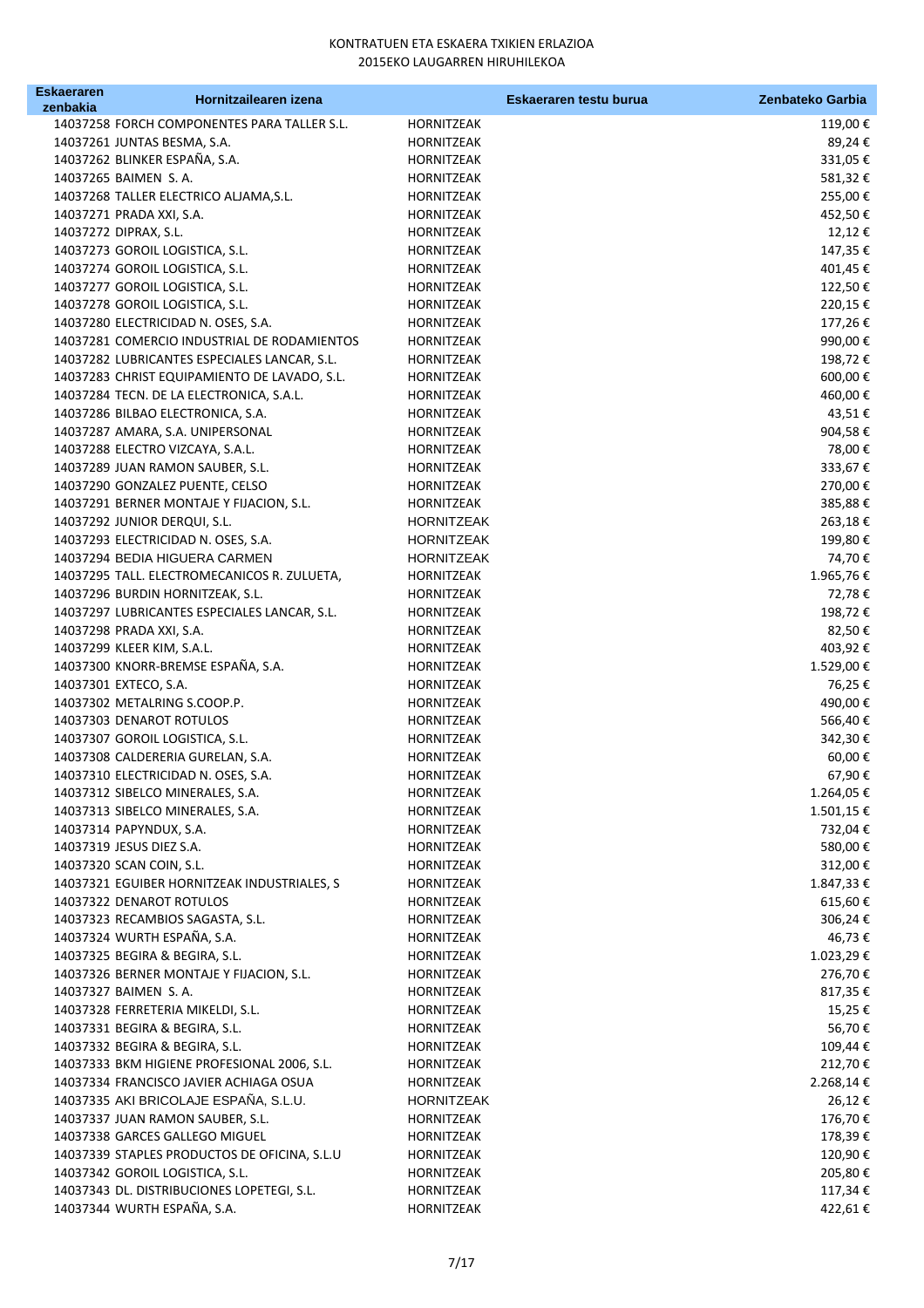KONTRATUEN ETA ESKAERA TXIKIEN ERLAZIOA
2015EKO LAUGARREN HIRUHILEKOA

| Eskaeraren zenbakia | Hornitzailearen izena | Eskaeraren testu burua | Zenbateko Garbia |
|---|---|---|---|
| 14037258 | FORCH COMPONENTES PARA TALLER S.L. | HORNITZEAK | 119,00 € |
| 14037261 | JUNTAS BESMA, S.A. | HORNITZEAK | 89,24 € |
| 14037262 | BLINKER ESPAÑA, S.A. | HORNITZEAK | 331,05 € |
| 14037265 | BAIMEN S. A. | HORNITZEAK | 581,32 € |
| 14037268 | TALLER ELECTRICO ALJAMA,S.L. | HORNITZEAK | 255,00 € |
| 14037271 | PRADA XXI, S.A. | HORNITZEAK | 452,50 € |
| 14037272 | DIPRAX, S.L. | HORNITZEAK | 12,12 € |
| 14037273 | GOROIL LOGISTICA, S.L. | HORNITZEAK | 147,35 € |
| 14037274 | GOROIL LOGISTICA, S.L. | HORNITZEAK | 401,45 € |
| 14037277 | GOROIL LOGISTICA, S.L. | HORNITZEAK | 122,50 € |
| 14037278 | GOROIL LOGISTICA, S.L. | HORNITZEAK | 220,15 € |
| 14037280 | ELECTRICIDAD N. OSES, S.A. | HORNITZEAK | 177,26 € |
| 14037281 | COMERCIO INDUSTRIAL DE RODAMIENTOS | HORNITZEAK | 990,00 € |
| 14037282 | LUBRICANTES ESPECIALES LANCAR, S.L. | HORNITZEAK | 198,72 € |
| 14037283 | CHRIST EQUIPAMIENTO DE LAVADO, S.L. | HORNITZEAK | 600,00 € |
| 14037284 | TECN. DE LA ELECTRONICA, S.A.L. | HORNITZEAK | 460,00 € |
| 14037286 | BILBAO ELECTRONICA, S.A. | HORNITZEAK | 43,51 € |
| 14037287 | AMARA, S.A. UNIPERSONAL | HORNITZEAK | 904,58 € |
| 14037288 | ELECTRO VIZCAYA, S.A.L. | HORNITZEAK | 78,00 € |
| 14037289 | JUAN RAMON SAUBER, S.L. | HORNITZEAK | 333,67 € |
| 14037290 | GONZALEZ PUENTE, CELSO | HORNITZEAK | 270,00 € |
| 14037291 | BERNER MONTAJE Y FIJACION, S.L. | HORNITZEAK | 385,88 € |
| 14037292 | JUNIOR DERQUI, S.L. | HORNITZEAK | 263,18 € |
| 14037293 | ELECTRICIDAD N. OSES, S.A. | HORNITZEAK | 199,80 € |
| 14037294 | BEDIA HIGUERA CARMEN | HORNITZEAK | 74,70 € |
| 14037295 | TALL. ELECTROMECANICOS R. ZULUETA, | HORNITZEAK | 1.965,76 € |
| 14037296 | BURDIN HORNITZEAK, S.L. | HORNITZEAK | 72,78 € |
| 14037297 | LUBRICANTES ESPECIALES LANCAR, S.L. | HORNITZEAK | 198,72 € |
| 14037298 | PRADA XXI, S.A. | HORNITZEAK | 82,50 € |
| 14037299 | KLEER KIM, S.A.L. | HORNITZEAK | 403,92 € |
| 14037300 | KNORR-BREMSE ESPAÑA, S.A. | HORNITZEAK | 1.529,00 € |
| 14037301 | EXTECO, S.A. | HORNITZEAK | 76,25 € |
| 14037302 | METALRING S.COOP.P. | HORNITZEAK | 490,00 € |
| 14037303 | DENAROT ROTULOS | HORNITZEAK | 566,40 € |
| 14037307 | GOROIL LOGISTICA, S.L. | HORNITZEAK | 342,30 € |
| 14037308 | CALDERERIA GURELAN, S.A. | HORNITZEAK | 60,00 € |
| 14037310 | ELECTRICIDAD N. OSES, S.A. | HORNITZEAK | 67,90 € |
| 14037312 | SIBELCO MINERALES, S.A. | HORNITZEAK | 1.264,05 € |
| 14037313 | SIBELCO MINERALES, S.A. | HORNITZEAK | 1.501,15 € |
| 14037314 | PAPYNDUX, S.A. | HORNITZEAK | 732,04 € |
| 14037319 | JESUS DIEZ S.A. | HORNITZEAK | 580,00 € |
| 14037320 | SCAN COIN, S.L. | HORNITZEAK | 312,00 € |
| 14037321 | EGUIBER HORNITZEAK INDUSTRIALES, S | HORNITZEAK | 1.847,33 € |
| 14037322 | DENAROT ROTULOS | HORNITZEAK | 615,60 € |
| 14037323 | RECAMBIOS SAGASTA, S.L. | HORNITZEAK | 306,24 € |
| 14037324 | WURTH ESPAÑA, S.A. | HORNITZEAK | 46,73 € |
| 14037325 | BEGIRA & BEGIRA, S.L. | HORNITZEAK | 1.023,29 € |
| 14037326 | BERNER MONTAJE Y FIJACION, S.L. | HORNITZEAK | 276,70 € |
| 14037327 | BAIMEN S. A. | HORNITZEAK | 817,35 € |
| 14037328 | FERRETERIA MIKELDI, S.L. | HORNITZEAK | 15,25 € |
| 14037331 | BEGIRA & BEGIRA, S.L. | HORNITZEAK | 56,70 € |
| 14037332 | BEGIRA & BEGIRA, S.L. | HORNITZEAK | 109,44 € |
| 14037333 | BKM HIGIENE PROFESIONAL 2006, S.L. | HORNITZEAK | 212,70 € |
| 14037334 | FRANCISCO JAVIER ACHIAGA OSUA | HORNITZEAK | 2.268,14 € |
| 14037335 | AKI BRICOLAJE ESPAÑA, S.L.U. | HORNITZEAK | 26,12 € |
| 14037337 | JUAN RAMON SAUBER, S.L. | HORNITZEAK | 176,70 € |
| 14037338 | GARCES GALLEGO MIGUEL | HORNITZEAK | 178,39 € |
| 14037339 | STAPLES PRODUCTOS DE OFICINA, S.L.U | HORNITZEAK | 120,90 € |
| 14037342 | GOROIL LOGISTICA, S.L. | HORNITZEAK | 205,80 € |
| 14037343 | DL. DISTRIBUCIONES LOPETEGI, S.L. | HORNITZEAK | 117,34 € |
| 14037344 | WURTH ESPAÑA, S.A. | HORNITZEAK | 422,61 € |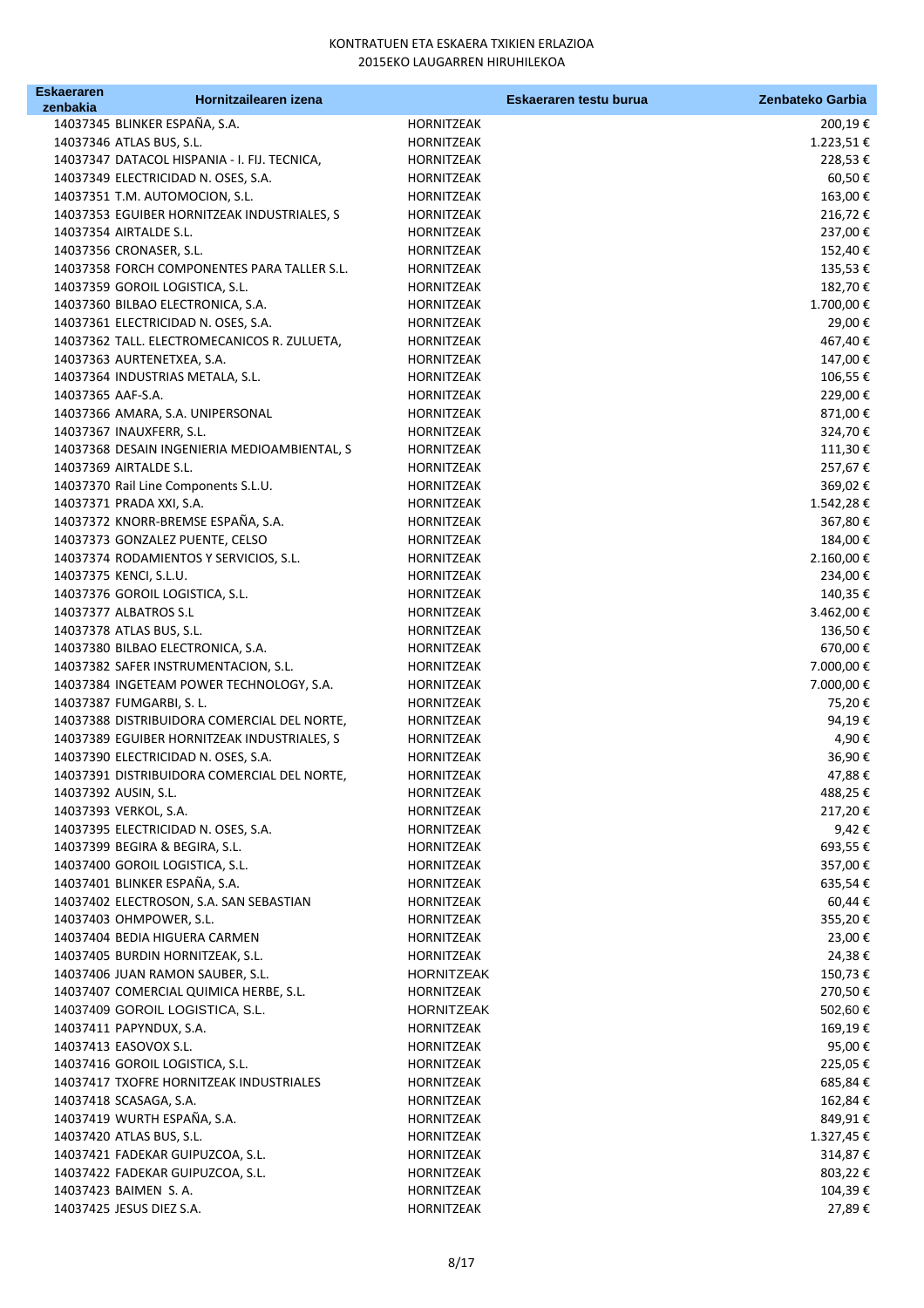KONTRATUEN ETA ESKAERA TXIKIEN ERLAZIOA
2015EKO LAUGARREN HIRUHILEKOA

| Eskaeraren zenbakia | Hornitzailearen izena | Eskaeraren testu burua | Zenbateko Garbia |
|---|---|---|---|
| 14037345 | BLINKER ESPAÑA, S.A. | HORNITZEAK | 200,19 € |
| 14037346 | ATLAS BUS, S.L. | HORNITZEAK | 1.223,51 € |
| 14037347 | DATACOL HISPANIA - I. FIJ. TECNICA, | HORNITZEAK | 228,53 € |
| 14037349 | ELECTRICIDAD N. OSES, S.A. | HORNITZEAK | 60,50 € |
| 14037351 | T.M. AUTOMOCION, S.L. | HORNITZEAK | 163,00 € |
| 14037353 | EGUIBER HORNITZEAK INDUSTRIALES, S | HORNITZEAK | 216,72 € |
| 14037354 | AIRTALDE S.L. | HORNITZEAK | 237,00 € |
| 14037356 | CRONASER, S.L. | HORNITZEAK | 152,40 € |
| 14037358 | FORCH COMPONENTES PARA TALLER S.L. | HORNITZEAK | 135,53 € |
| 14037359 | GOROIL LOGISTICA, S.L. | HORNITZEAK | 182,70 € |
| 14037360 | BILBAO ELECTRONICA, S.A. | HORNITZEAK | 1.700,00 € |
| 14037361 | ELECTRICIDAD N. OSES, S.A. | HORNITZEAK | 29,00 € |
| 14037362 | TALL. ELECTROMECANICOS R. ZULUETA, | HORNITZEAK | 467,40 € |
| 14037363 | AURTENETXEA, S.A. | HORNITZEAK | 147,00 € |
| 14037364 | INDUSTRIAS METALA, S.L. | HORNITZEAK | 106,55 € |
| 14037365 | AAF-S.A. | HORNITZEAK | 229,00 € |
| 14037366 | AMARA, S.A. UNIPERSONAL | HORNITZEAK | 871,00 € |
| 14037367 | INAUXFERR, S.L. | HORNITZEAK | 324,70 € |
| 14037368 | DESAIN INGENIERIA MEDIOAMBIENTAL, S | HORNITZEAK | 111,30 € |
| 14037369 | AIRTALDE S.L. | HORNITZEAK | 257,67 € |
| 14037370 | Rail Line Components S.L.U. | HORNITZEAK | 369,02 € |
| 14037371 | PRADA XXI, S.A. | HORNITZEAK | 1.542,28 € |
| 14037372 | KNORR-BREMSE ESPAÑA, S.A. | HORNITZEAK | 367,80 € |
| 14037373 | GONZALEZ PUENTE, CELSO | HORNITZEAK | 184,00 € |
| 14037374 | RODAMIENTOS Y SERVICIOS, S.L. | HORNITZEAK | 2.160,00 € |
| 14037375 | KENCI, S.L.U. | HORNITZEAK | 234,00 € |
| 14037376 | GOROIL LOGISTICA, S.L. | HORNITZEAK | 140,35 € |
| 14037377 | ALBATROS S.L | HORNITZEAK | 3.462,00 € |
| 14037378 | ATLAS BUS, S.L. | HORNITZEAK | 136,50 € |
| 14037380 | BILBAO ELECTRONICA, S.A. | HORNITZEAK | 670,00 € |
| 14037382 | SAFER INSTRUMENTACION, S.L. | HORNITZEAK | 7.000,00 € |
| 14037384 | INGETEAM POWER TECHNOLOGY, S.A. | HORNITZEAK | 7.000,00 € |
| 14037387 | FUMGARBI, S. L. | HORNITZEAK | 75,20 € |
| 14037388 | DISTRIBUIDORA COMERCIAL DEL NORTE, | HORNITZEAK | 94,19 € |
| 14037389 | EGUIBER HORNITZEAK INDUSTRIALES, S | HORNITZEAK | 4,90 € |
| 14037390 | ELECTRICIDAD N. OSES, S.A. | HORNITZEAK | 36,90 € |
| 14037391 | DISTRIBUIDORA COMERCIAL DEL NORTE, | HORNITZEAK | 47,88 € |
| 14037392 | AUSIN, S.L. | HORNITZEAK | 488,25 € |
| 14037393 | VERKOL, S.A. | HORNITZEAK | 217,20 € |
| 14037395 | ELECTRICIDAD N. OSES, S.A. | HORNITZEAK | 9,42 € |
| 14037399 | BEGIRA & BEGIRA, S.L. | HORNITZEAK | 693,55 € |
| 14037400 | GOROIL LOGISTICA, S.L. | HORNITZEAK | 357,00 € |
| 14037401 | BLINKER ESPAÑA, S.A. | HORNITZEAK | 635,54 € |
| 14037402 | ELECTROSON, S.A. SAN SEBASTIAN | HORNITZEAK | 60,44 € |
| 14037403 | OHMPOWER, S.L. | HORNITZEAK | 355,20 € |
| 14037404 | BEDIA HIGUERA CARMEN | HORNITZEAK | 23,00 € |
| 14037405 | BURDIN HORNITZEAK, S.L. | HORNITZEAK | 24,38 € |
| 14037406 | JUAN RAMON SAUBER, S.L. | HORNITZEAK | 150,73 € |
| 14037407 | COMERCIAL QUIMICA HERBE, S.L. | HORNITZEAK | 270,50 € |
| 14037409 | GOROIL LOGISTICA, S.L. | HORNITZEAK | 502,60 € |
| 14037411 | PAPYNDUX, S.A. | HORNITZEAK | 169,19 € |
| 14037413 | EASOVOX S.L. | HORNITZEAK | 95,00 € |
| 14037416 | GOROIL LOGISTICA, S.L. | HORNITZEAK | 225,05 € |
| 14037417 | TXOFRE HORNITZEAK INDUSTRIALES | HORNITZEAK | 685,84 € |
| 14037418 | SCASAGA, S.A. | HORNITZEAK | 162,84 € |
| 14037419 | WURTH ESPAÑA, S.A. | HORNITZEAK | 849,91 € |
| 14037420 | ATLAS BUS, S.L. | HORNITZEAK | 1.327,45 € |
| 14037421 | FADEKAR GUIPUZCOA, S.L. | HORNITZEAK | 314,87 € |
| 14037422 | FADEKAR GUIPUZCOA, S.L. | HORNITZEAK | 803,22 € |
| 14037423 | BAIMEN S. A. | HORNITZEAK | 104,39 € |
| 14037425 | JESUS DIEZ S.A. | HORNITZEAK | 27,89 € |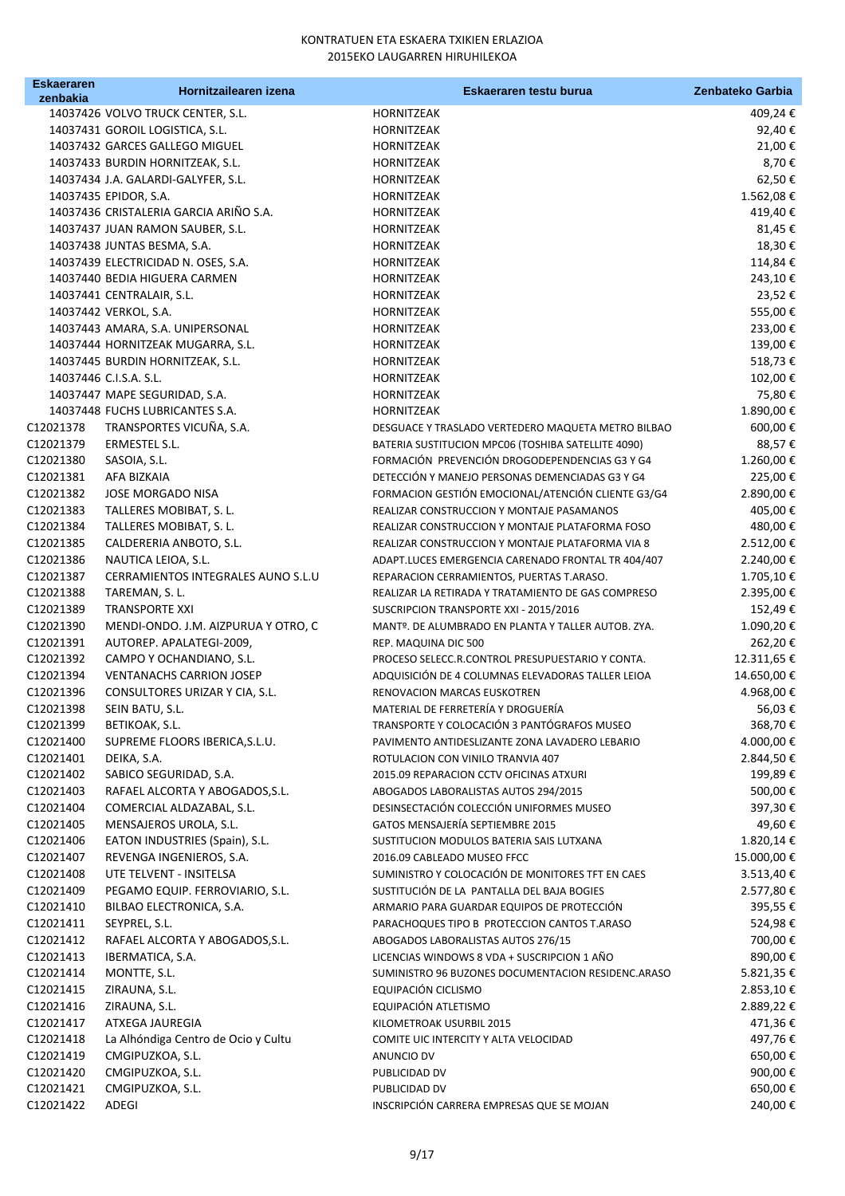KONTRATUEN ETA ESKAERA TXIKIEN ERLAZIOA
2015EKO LAUGARREN HIRUHILEKOA

| Eskaeraren zenbakia | Hornitzailearen izena | Eskaeraren testu burua | Zenbateko Garbia |
|---|---|---|---|
| 14037426 | VOLVO TRUCK CENTER, S.L. | HORNITZEAK | 409,24 € |
| 14037431 | GOROIL LOGISTICA, S.L. | HORNITZEAK | 92,40 € |
| 14037432 | GARCES GALLEGO MIGUEL | HORNITZEAK | 21,00 € |
| 14037433 | BURDIN HORNITZEAK, S.L. | HORNITZEAK | 8,70 € |
| 14037434 | J.A. GALARDI-GALYFER, S.L. | HORNITZEAK | 62,50 € |
| 14037435 | EPIDOR, S.A. | HORNITZEAK | 1.562,08 € |
| 14037436 | CRISTALERIA GARCIA ARIÑO S.A. | HORNITZEAK | 419,40 € |
| 14037437 | JUAN RAMON SAUBER, S.L. | HORNITZEAK | 81,45 € |
| 14037438 | JUNTAS BESMA, S.A. | HORNITZEAK | 18,30 € |
| 14037439 | ELECTRICIDAD N. OSES, S.A. | HORNITZEAK | 114,84 € |
| 14037440 | BEDIA HIGUERA CARMEN | HORNITZEAK | 243,10 € |
| 14037441 | CENTRALAIR, S.L. | HORNITZEAK | 23,52 € |
| 14037442 | VERKOL, S.A. | HORNITZEAK | 555,00 € |
| 14037443 | AMARA, S.A. UNIPERSONAL | HORNITZEAK | 233,00 € |
| 14037444 | HORNITZEAK MUGARRA, S.L. | HORNITZEAK | 139,00 € |
| 14037445 | BURDIN HORNITZEAK, S.L. | HORNITZEAK | 518,73 € |
| 14037446 | C.I.S.A. S.L. | HORNITZEAK | 102,00 € |
| 14037447 | MAPE SEGURIDAD, S.A. | HORNITZEAK | 75,80 € |
| 14037448 | FUCHS LUBRICANTES S.A. | HORNITZEAK | 1.890,00 € |
| C12021378 | TRANSPORTES VICUÑA, S.A. | DESGUACE Y TRASLADO VERTEDERO MAQUETA METRO BILBAO | 600,00 € |
| C12021379 | ERMESTEL S.L. | BATERIA SUSTITUCION MPC06 (TOSHIBA SATELLITE 4090) | 88,57 € |
| C12021380 | SASOIA, S.L. | FORMACIÓN PREVENCIÓN DROGODEPENDENCIAS G3 Y G4 | 1.260,00 € |
| C12021381 | AFA BIZKAIA | DETECCIÓN Y MANEJO PERSONAS DEMENCIADAS G3 Y G4 | 225,00 € |
| C12021382 | JOSE MORGADO NISA | FORMACION GESTIÓN EMOCIONAL/ATENCIÓN CLIENTE G3/G4 | 2.890,00 € |
| C12021383 | TALLERES MOBIBAT, S. L. | REALIZAR CONSTRUCCION Y MONTAJE PASAMANOS | 405,00 € |
| C12021384 | TALLERES MOBIBAT, S. L. | REALIZAR CONSTRUCCION Y MONTAJE PLATAFORMA FOSO | 480,00 € |
| C12021385 | CALDERERIA ANBOTO, S.L. | REALIZAR CONSTRUCCION Y MONTAJE PLATAFORMA VIA 8 | 2.512,00 € |
| C12021386 | NAUTICA LEIOA, S.L. | ADAPT.LUCES EMERGENCIA CARENADO FRONTAL TR 404/407 | 2.240,00 € |
| C12021387 | CERRAMIENTOS INTEGRALES AUNO S.L.U | REPARACION CERRAMIENTOS, PUERTAS T.ARASO. | 1.705,10 € |
| C12021388 | TAREMAN, S. L. | REALIZAR LA RETIRADA Y TRATAMIENTO DE GAS COMPRESO | 2.395,00 € |
| C12021389 | TRANSPORTE XXI | SUSCRIPCION TRANSPORTE XXI - 2015/2016 | 152,49 € |
| C12021390 | MENDI-ONDO. J.M. AIZPURUA Y OTRO, C | MANTº. DE ALUMBRADO EN PLANTA Y TALLER AUTOB. ZYA. | 1.090,20 € |
| C12021391 | AUTOREP. APALATEGI-2009, | REP. MAQUINA DIC 500 | 262,20 € |
| C12021392 | CAMPO Y OCHANDIANO, S.L. | PROCESO SELECC.R.CONTROL PRESUPUESTARIO Y CONTA. | 12.311,65 € |
| C12021394 | VENTANACHS CARRION JOSEP | ADQUISICIÓN DE 4 COLUMNAS ELEVADORAS TALLER LEIOA | 14.650,00 € |
| C12021396 | CONSULTORES URIZAR Y CIA, S.L. | RENOVACION MARCAS EUSKOTREN | 4.968,00 € |
| C12021398 | SEIN BATU, S.L. | MATERIAL DE FERRETERÍA Y DROGUERÍA | 56,03 € |
| C12021399 | BETIKOAK, S.L. | TRANSPORTE Y COLOCACIÓN 3 PANTÓGRAFOS MUSEO | 368,70 € |
| C12021400 | SUPREME FLOORS IBERICA,S.L.U. | PAVIMENTO ANTIDESLIZANTE ZONA LAVADERO LEBARIO | 4.000,00 € |
| C12021401 | DEIKA, S.A. | ROTULACION CON VINILO TRANVIA 407 | 2.844,50 € |
| C12021402 | SABICO SEGURIDAD, S.A. | 2015.09 REPARACION CCTV OFICINAS ATXURI | 199,89 € |
| C12021403 | RAFAEL ALCORTA Y ABOGADOS,S.L. | ABOGADOS LABORALISTAS AUTOS 294/2015 | 500,00 € |
| C12021404 | COMERCIAL ALDAZABAL, S.L. | DESINSECTACIÓN COLECCIÓN UNIFORMES MUSEO | 397,30 € |
| C12021405 | MENSAJEROS UROLA, S.L. | GATOS MENSAJERÍA SEPTIEMBRE 2015 | 49,60 € |
| C12021406 | EATON INDUSTRIES (Spain), S.L. | SUSTITUCION MODULOS BATERIA SAIS LUTXANA | 1.820,14 € |
| C12021407 | REVENGA INGENIEROS, S.A. | 2016.09 CABLEADO MUSEO FFCC | 15.000,00 € |
| C12021408 | UTE TELVENT - INSITELSA | SUMINISTRO Y COLOCACIÓN DE MONITORES TFT EN CAES | 3.513,40 € |
| C12021409 | PEGAMO EQUIP. FERROVIARIO, S.L. | SUSTITUCIÓN DE LA PANTALLA DEL BAJA BOGIES | 2.577,80 € |
| C12021410 | BILBAO ELECTRONICA, S.A. | ARMARIO PARA GUARDAR EQUIPOS DE PROTECCIÓN | 395,55 € |
| C12021411 | SEYPREL, S.L. | PARACHOQUES TIPO B PROTECCION CANTOS T.ARASO | 524,98 € |
| C12021412 | RAFAEL ALCORTA Y ABOGADOS,S.L. | ABOGADOS LABORALISTAS AUTOS 276/15 | 700,00 € |
| C12021413 | IBERMATICA, S.A. | LICENCIAS WINDOWS 8 VDA + SUSCRIPCION 1 AÑO | 890,00 € |
| C12021414 | MONTTE, S.L. | SUMINISTRO 96 BUZONES DOCUMENTACION RESIDENC.ARASO | 5.821,35 € |
| C12021415 | ZIRAUNA, S.L. | EQUIPACIÓN CICLISMO | 2.853,10 € |
| C12021416 | ZIRAUNA, S.L. | EQUIPACIÓN ATLETISMO | 2.889,22 € |
| C12021417 | ATXEGA JAUREGIA | KILOMETROAK USURBIL 2015 | 471,36 € |
| C12021418 | La Alhóndiga Centro de Ocio y Cultu | COMITE UIC INTERCITY Y ALTA VELOCIDAD | 497,76 € |
| C12021419 | CMGIPUZKOA, S.L. | ANUNCIO DV | 650,00 € |
| C12021420 | CMGIPUZKOA, S.L. | PUBLICIDAD DV | 900,00 € |
| C12021421 | CMGIPUZKOA, S.L. | PUBLICIDAD DV | 650,00 € |
| C12021422 | ADEGI | INSCRIPCIÓN CARRERA EMPRESAS QUE SE MOJAN | 240,00 € |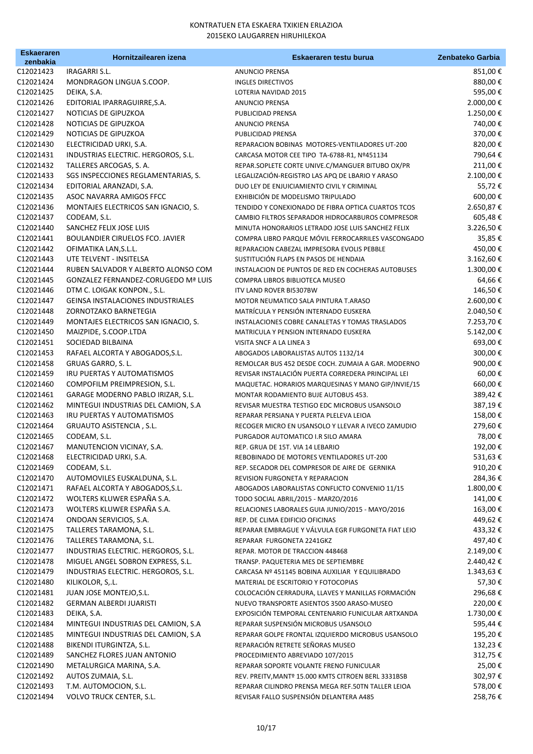KONTRATUEN ETA ESKAERA TXIKIEN ERLAZIOA
2015EKO LAUGARREN HIRUHILEKOA

| Eskaeraren zenbakia | Hornitzailearen izena | Eskaeraren testu burua | Zenbateko Garbia |
|---|---|---|---|
| C12021423 | IRAGARRI S.L. | ANUNCIO PRENSA | 851,00 € |
| C12021424 | MONDRAGON LINGUA S.COOP. | INGLES DIRECTIVOS | 880,00 € |
| C12021425 | DEIKA, S.A. | LOTERIA NAVIDAD 2015 | 595,00 € |
| C12021426 | EDITORIAL IPARRAGUIRRE,S.A. | ANUNCIO PRENSA | 2.000,00 € |
| C12021427 | NOTICIAS DE GIPUZKOA | PUBLICIDAD PRENSA | 1.250,00 € |
| C12021428 | NOTICIAS DE GIPUZKOA | ANUNCIO PRENSA | 740,00 € |
| C12021429 | NOTICIAS DE GIPUZKOA | PUBLICIDAD PRENSA | 370,00 € |
| C12021430 | ELECTRICIDAD URKI, S.A. | REPARACION BOBINAS MOTORES-VENTILADORES UT-200 | 820,00 € |
| C12021431 | INDUSTRIAS ELECTRIC. HERGOROS, S.L. | CARCASA MOTOR CEE TIPO TA-6788-R1, Nº451134 | 790,64 € |
| C12021432 | TALLERES ARCOGAS, S. A. | REPAR.SOPLETE CORTE UNIVE.C/MANGUER BITUBO OX/PR | 211,00 € |
| C12021433 | SGS INSPECCIONES REGLAMENTARIAS, S. | LEGALIZACIÓN-REGISTRO LAS APQ DE LBARIO Y ARASO | 2.100,00 € |
| C12021434 | EDITORIAL ARANZADI, S.A. | DUO LEY DE ENJUICIAMIENTO CIVIL Y CRIMINAL | 55,72 € |
| C12021435 | ASOC NAVARRA AMIGOS FFCC | EXHIBICIÓN DE MODELISMO TRIPULADO | 600,00 € |
| C12021436 | MONTAJES ELECTRICOS SAN IGNACIO, S. | TENDIDO Y CONEXIONADO DE FIBRA OPTICA CUARTOS TCOS | 2.650,87 € |
| C12021437 | CODEAM, S.L. | CAMBIO FILTROS SEPARADOR HIDROCARBUROS COMPRESOR | 605,48 € |
| C12021440 | SANCHEZ FELIX JOSE LUIS | MINUTA HONORARIOS LETRADO JOSE LUIS SANCHEZ FELIX | 3.226,50 € |
| C12021441 | BOULANDIER CIRUELOS FCO. JAVIER | COMPRA LIBRO PARQUE MÓVIL FERROCARRILES VASCONGADO | 35,85 € |
| C12021442 | OFIMATIKA LAN,S.L.L. | REPARACION CABEZAL IMPRESORA EVOLIS PEBBLE | 450,00 € |
| C12021443 | UTE TELVENT - INSITELSA | SUSTITUCIÓN FLAPS EN PASOS DE HENDAIA | 3.162,60 € |
| C12021444 | RUBEN SALVADOR Y ALBERTO ALONSO COM | INSTALACION DE PUNTOS DE RED EN COCHERAS AUTOBUSES | 1.300,00 € |
| C12021445 | GONZALEZ FERNANDEZ-CORUGEDO Mª LUIS | COMPRA LIBROS BIBLIOTECA MUSEO | 64,66 € |
| C12021446 | DTM C. LOIGAK KONPON., S.L. | ITV LAND ROVER BI5307BW | 146,50 € |
| C12021447 | GEINSA INSTALACIONES INDUSTRIALES | MOTOR NEUMATICO SALA PINTURA T.ARASO | 2.600,00 € |
| C12021448 | ZORNOTZAKO BARNETEGIA | MATRÍCULA Y PENSIÓN INTERNADO EUSKERA | 2.040,50 € |
| C12021449 | MONTAJES ELECTRICOS SAN IGNACIO, S. | INSTALACIONES COBRE CANALETAS Y TOMAS TRASLADOS | 7.253,70 € |
| C12021450 | MAIZPIDE, S.COOP.LTDA | MATRICULA Y PENSION INTERNADO EUSKERA | 5.142,00 € |
| C12021451 | SOCIEDAD BILBAINA | VISITA SNCF A LA LINEA 3 | 693,00 € |
| C12021453 | RAFAEL ALCORTA Y ABOGADOS,S.L. | ABOGADOS LABORALISTAS AUTOS 1132/14 | 300,00 € |
| C12021458 | GRUAS GARRO, S. L. | REMOLCAR BUS 452 DESDE COCH. ZUMAIA A GAR. MODERNO | 900,00 € |
| C12021459 | IRU PUERTAS Y AUTOMATISMOS | REVISAR INSTALACIÓN PUERTA CORREDERA PRINCIPAL LEI | 60,00 € |
| C12021460 | COMPOFILM PREIMPRESION, S.L. | MAQUETAC. HORARIOS MARQUESINAS Y MANO GIP/INVIE/15 | 660,00 € |
| C12021461 | GARAGE MODERNO PABLO IRIZAR, S.L. | MONTAR RODAMIENTO BUJE AUTOBUS 453. | 389,42 € |
| C12021462 | MINTEGUI INDUSTRIAS DEL CAMION, S.A | REVISAR MUESTRA TESTIGO EDC MICROBUS USANSOLO | 387,19 € |
| C12021463 | IRU PUERTAS Y AUTOMATISMOS | REPARAR PERSIANA Y PUERTA PLELEVA LEIOA | 158,00 € |
| C12021464 | GRUAUTO ASISTENCIA , S.L. | RECOGER MICRO EN USANSOLO Y LLEVAR A IVECO ZAMUDIO | 279,60 € |
| C12021465 | CODEAM, S.L. | PURGADOR AUTOMATICO I.R SILO AMARA | 78,00 € |
| C12021467 | MANUTENCION VICINAY, S.A. | REP. GRUA DE 15T. VIA 14 LEBARIO | 192,00 € |
| C12021468 | ELECTRICIDAD URKI, S.A. | REBOBINADO DE MOTORES VENTILADORES UT-200 | 531,63 € |
| C12021469 | CODEAM, S.L. | REP. SECADOR DEL COMPRESOR DE AIRE DE GERNIKA | 910,20 € |
| C12021470 | AUTOMOVILES EUSKALDUNA, S.L. | REVISION FURGONETA Y REPARACION | 284,36 € |
| C12021471 | RAFAEL ALCORTA Y ABOGADOS,S.L. | ABOGADOS LABORALISTAS CONFLICTO CONVENIO 11/15 | 1.800,00 € |
| C12021472 | WOLTERS KLUWER ESPAÑA S.A. | TODO SOCIAL ABRIL/2015 - MARZO/2016 | 141,00 € |
| C12021473 | WOLTERS KLUWER ESPAÑA S.A. | RELACIONES LABORALES GUIA JUNIO/2015 - MAYO/2016 | 163,00 € |
| C12021474 | ONDOAN SERVICIOS, S.A. | REP. DE CLIMA EDIFICIO OFICINAS | 449,62 € |
| C12021475 | TALLERES TARAMONA, S.L. | REPARAR EMBRAGUE Y VÁLVULA EGR FURGONETA FIAT LEIO | 433,32 € |
| C12021476 | TALLERES TARAMONA, S.L. | REPARAR FURGONETA 2241GKZ | 497,40 € |
| C12021477 | INDUSTRIAS ELECTRIC. HERGOROS, S.L. | REPAR. MOTOR DE TRACCION 448468 | 2.149,00 € |
| C12021478 | MIGUEL ANGEL SOBRON EXPRESS, S.L. | TRANSP. PAQUETERIA MES DE SEPTIEMBRE | 2.440,42 € |
| C12021479 | INDUSTRIAS ELECTRIC. HERGOROS, S.L. | CARCASA Nº 451145 BOBINA AUXILIAR Y EQUILIBRADO | 1.343,63 € |
| C12021480 | KILIKOLOR, S,.L. | MATERIAL DE ESCRITORIO Y FOTOCOPIAS | 57,30 € |
| C12021481 | JUAN JOSE MONTEJO,S.L. | COLOCACIÓN CERRADURA, LLAVES Y MANILLAS FORMACIÓN | 296,68 € |
| C12021482 | GERMAN ALBERDI JUARISTI | NUEVO TRANSPORTE ASIENTOS 3500 ARASO-MUSEO | 220,00 € |
| C12021483 | DEIKA, S.A. | EXPOSICIÓN TEMPORAL CENTENARIO FUNICULAR ARTXANDA | 1.730,00 € |
| C12021484 | MINTEGUI INDUSTRIAS DEL CAMION, S.A | REPARAR SUSPENSIÓN MICROBUS USANSOLO | 595,44 € |
| C12021485 | MINTEGUI INDUSTRIAS DEL CAMION, S.A | REPARAR GOLPE FRONTAL IZQUIERDO MICROBUS USANSOLO | 195,20 € |
| C12021488 | BIKENDI ITURGINTZA, S.L. | REPARACIÓN RETRETE SEÑORAS MUSEO | 132,23 € |
| C12021489 | SANCHEZ FLORES JUAN ANTONIO | PROCEDIMIENTO ABREVIADO 107/2015 | 312,75 € |
| C12021490 | METALURGICA MARINA, S.A. | REPARAR SOPORTE VOLANTE FRENO FUNICULAR | 25,00 € |
| C12021492 | AUTOS ZUMAIA, S.L. | REV. PREITV,MANTº 15.000 KMTS CITROEN BERL 3331BSB | 302,97 € |
| C12021493 | T.M. AUTOMOCION, S.L. | REPARAR CILINDRO PRENSA MEGA REF.50TN TALLER LEIOA | 578,00 € |
| C12021494 | VOLVO TRUCK CENTER, S.L. | REVISAR FALLO SUSPENSIÓN DELANTERA A485 | 258,76 € |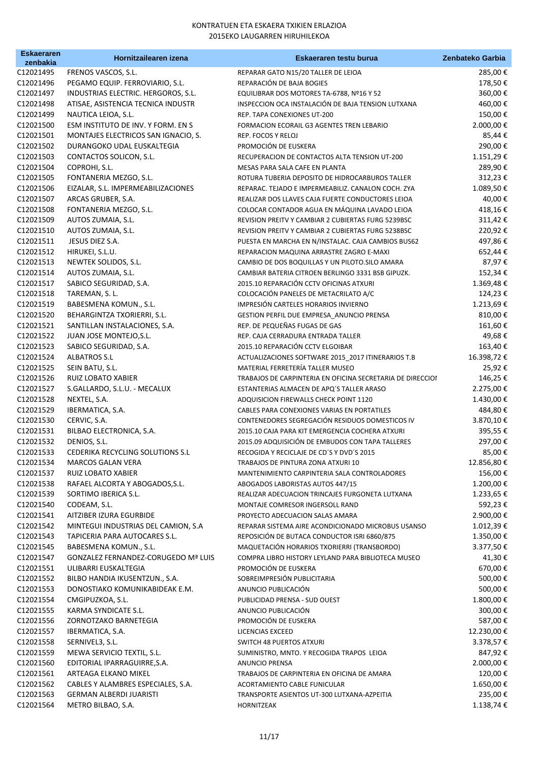# KONTRATUEN ETA ESKAERA TXIKIEN ERLAZIOA
## 2015EKO LAUGARREN HIRUHILEKOA

| Eskaeraren zenbakia | Hornitzailearen izena | Eskaeraren testu burua | Zenbateko Garbia |
|---|---|---|---|
| C12021495 | FRENOS VASCOS, S.L. | REPARAR GATO N15/20 TALLER DE LEIOA | 285,00 € |
| C12021496 | PEGAMO EQUIP. FERROVIARIO, S.L. | REPARACIÓN DE BAJA BOGIES | 178,50 € |
| C12021497 | INDUSTRIAS ELECTRIC. HERGOROS, S.L. | EQUILIBRAR DOS MOTORES TA-6788, Nº16 Y 52 | 360,00 € |
| C12021498 | ATISAE, ASISTENCIA TECNICA INDUSTR | INSPECCION OCA INSTALACIÓN DE BAJA TENSION LUTXANA | 460,00 € |
| C12021499 | NAUTICA LEIOA, S.L. | REP. TAPA CONEXIONES UT-200 | 150,00 € |
| C12021500 | ESM INSTITUTO DE INV. Y FORM. EN S | FORMACION ECORAIL G3 AGENTES TREN LEBARIO | 2.000,00 € |
| C12021501 | MONTAJES ELECTRICOS SAN IGNACIO, S. | REP. FOCOS Y RELOJ | 85,44 € |
| C12021502 | DURANGOKO UDAL EUSKALTEGIA | PROMOCIÓN DE EUSKERA | 290,00 € |
| C12021503 | CONTACTOS SOLICON, S.L. | RECUPERACION DE CONTACTOS ALTA TENSION UT-200 | 1.151,29 € |
| C12021504 | COPROHI, S.L. | MESAS PARA SALA CAFE EN PLANTA | 289,90 € |
| C12021505 | FONTANERIA MEZGO, S.L. | ROTURA TUBERIA DEPOSITO DE HIDROCARBUROS TALLER | 312,23 € |
| C12021506 | EIZALAR, S.L. IMPERMEABILIZACIONES | REPARAC. TEJADO E IMPERMEABILIZ. CANALON COCH. ZYA | 1.089,50 € |
| C12021507 | ARCAS GRUBER, S.A. | REALIZAR DOS LLAVES CAJA FUERTE CONDUCTORES LEIOA | 40,00 € |
| C12021508 | FONTANERIA MEZGO, S.L. | COLOCAR CONTADOR AGUA EN MÁQUINA LAVADO LEIOA | 418,16 € |
| C12021509 | AUTOS ZUMAIA, S.L. | REVISION PREITV Y CAMBIAR 2 CUBIERTAS FURG 5239BSC | 311,42 € |
| C12021510 | AUTOS ZUMAIA, S.L. | REVISION PREITV Y CAMBIAR 2 CUBIERTAS FURG 5238BSC | 220,92 € |
| C12021511 | JESUS DIEZ S.A. | PUESTA EN MARCHA EN N/INSTALAC. CAJA CAMBIOS BUS62 | 497,86 € |
| C12021512 | HIRUKEI, S.L.U. | REPARACION MAQUINA ARRASTRE ZAGRO E-MAXI | 652,44 € |
| C12021513 | NEWTEK SOLIDOS, S.L. | CAMBIO DE DOS BOQUILLAS Y UN PILOTO.SILO AMARA | 87,97 € |
| C12021514 | AUTOS ZUMAIA, S.L. | CAMBIAR BATERIA CITROEN BERLINGO 3331 BSB GIPUZK. | 152,34 € |
| C12021517 | SABICO SEGURIDAD, S.A. | 2015.10 REPARACIÓN CCTV OFICINAS ATXURI | 1.369,48 € |
| C12021518 | TAREMAN, S. L. | COLOCACIÓN PANELES DE METACRILATO A/C | 124,23 € |
| C12021519 | BABESMENA KOMUN., S.L. | IMPRESIÓN CARTELES HORARIOS INVIERNO | 1.213,69 € |
| C12021520 | BEHARGINTZA TXORIERRI, S.L. | GESTION PERFIL DUE EMPRESA_ANUNCIO PRENSA | 810,00 € |
| C12021521 | SANTILLAN INSTALACIONES, S.A. | REP. DE PEQUEÑAS FUGAS DE GAS | 161,60 € |
| C12021522 | JUAN JOSE MONTEJO,S.L. | REP. CAJA CERRADURA ENTRADA TALLER | 49,68 € |
| C12021523 | SABICO SEGURIDAD, S.A. | 2015.10 REPARACIÓN CCTV ELGOIBAR | 163,40 € |
| C12021524 | ALBATROS S.L | ACTUALIZACIONES SOFTWARE 2015_2017 ITINERARIOS T.B | 16.398,72 € |
| C12021525 | SEIN BATU, S.L. | MATERIAL FERRETERÍA TALLER MUSEO | 25,92 € |
| C12021526 | RUIZ LOBATO XABIER | TRABAJOS DE CARPINTERIA EN OFICINA SECRETARIA DE DIRECCIOI | 146,25 € |
| C12021527 | S.GALLARDO, S.L.U. - MECALUX | ESTANTERIAS ALMACEN DE APQ´S TALLER ARASO | 2.275,00 € |
| C12021528 | NEXTEL, S.A. | ADQUISICION FIREWALLS CHECK POINT 1120 | 1.430,00 € |
| C12021529 | IBERMATICA, S.A. | CABLES PARA CONEXIONES VARIAS EN PORTATILES | 484,80 € |
| C12021530 | CERVIC, S.A. | CONTENEDORES SEGREGACIÓN RESIDUOS DOMESTICOS IV | 3.870,10 € |
| C12021531 | BILBAO ELECTRONICA, S.A. | 2015.10 CAJA PARA KIT EMERGENCIA COCHERA ATXURI | 395,55 € |
| C12021532 | DENIOS, S.L. | 2015.09 ADQUISICIÓN DE EMBUDOS CON TAPA TALLERES | 297,00 € |
| C12021533 | CEDERIKA RECYCLING SOLUTIONS S.L | RECOGIDA Y RECICLAJE DE CD´S Y DVD´S 2015 | 85,00 € |
| C12021534 | MARCOS GALAN VERA | TRABAJOS DE PINTURA ZONA ATXURI 10 | 12.856,80 € |
| C12021537 | RUIZ LOBATO XABIER | MANTENIMIENTO CARPINTERIA SALA CONTROLADORES | 156,00 € |
| C12021538 | RAFAEL ALCORTA Y ABOGADOS,S.L. | ABOGADOS LABORISTAS AUTOS 447/15 | 1.200,00 € |
| C12021539 | SORTIMO IBERICA S.L. | REALIZAR ADECUACION TRINCAJES FURGONETA LUTXANA | 1.233,65 € |
| C12021540 | CODEAM, S.L. | MONTAJE COMRESOR INGERSOLL RAND | 592,23 € |
| C12021541 | AITZIBER IZURA EGURBIDE | PROYECTO ADECUACION SALAS AMARA | 2.900,00 € |
| C12021542 | MINTEGUI INDUSTRIAS DEL CAMION, S.A | REPARAR SISTEMA AIRE ACONDICIONADO MICROBUS USANSO | 1.012,39 € |
| C12021543 | TAPICERIA PARA AUTOCARES S.L. | REPOSICIÓN DE BUTACA CONDUCTOR ISRI 6860/875 | 1.350,00 € |
| C12021545 | BABESMENA KOMUN., S.L. | MAQUETACIÓN HORARIOS TXORIERRI (TRANSBORDO) | 3.377,50 € |
| C12021547 | GONZALEZ FERNANDEZ-CORUGEDO Mª LUIS | COMPRA LIBRO HISTORY LEYLAND PARA BIBLIOTECA MUSEO | 41,30 € |
| C12021551 | ULIBARRI EUSKALTEGIA | PROMOCIÓN DE EUSKERA | 670,00 € |
| C12021552 | BILBO HANDIA IKUSENTZUN., S.A. | SOBREIMPRESIÓN PUBLICITARIA | 500,00 € |
| C12021553 | DONOSTIAKO KOMUNIKABIDEAK E.M. | ANUNCIO PUBLICACIÓN | 500,00 € |
| C12021554 | CMGIPUZKOA, S.L. | PUBLICIDAD PRENSA - SUD OUEST | 1.800,00 € |
| C12021555 | KARMA SYNDICATE S.L. | ANUNCIO PUBLICACIÓN | 300,00 € |
| C12021556 | ZORNOTZAKO BARNETEGIA | PROMOCIÓN DE EUSKERA | 587,00 € |
| C12021557 | IBERMATICA, S.A. | LICENCIAS EXCEED | 12.230,00 € |
| C12021558 | SERNIVEL3, S.L. | SWITCH 48 PUERTOS ATXURI | 3.378,57 € |
| C12021559 | MEWA SERVICIO TEXTIL, S.L. | SUMINISTRO, MNTO. Y RECOGIDA TRAPOS LEIOA | 847,92 € |
| C12021560 | EDITORIAL IPARRAGUIRRE,S.A. | ANUNCIO PRENSA | 2.000,00 € |
| C12021561 | ARTEAGA ELKANO MIKEL | TRABAJOS DE CARPINTERIA EN OFICINA DE AMARA | 120,00 € |
| C12021562 | CABLES Y ALAMBRES ESPECIALES, S.A. | ACORTAMIENTO CABLE FUNICULAR | 1.650,00 € |
| C12021563 | GERMAN ALBERDI JUARISTI | TRANSPORTE ASIENTOS UT-300 LUTXANA-AZPEITIA | 235,00 € |
| C12021564 | METRO BILBAO, S.A. | HORNITZEAK | 1.138,74 € |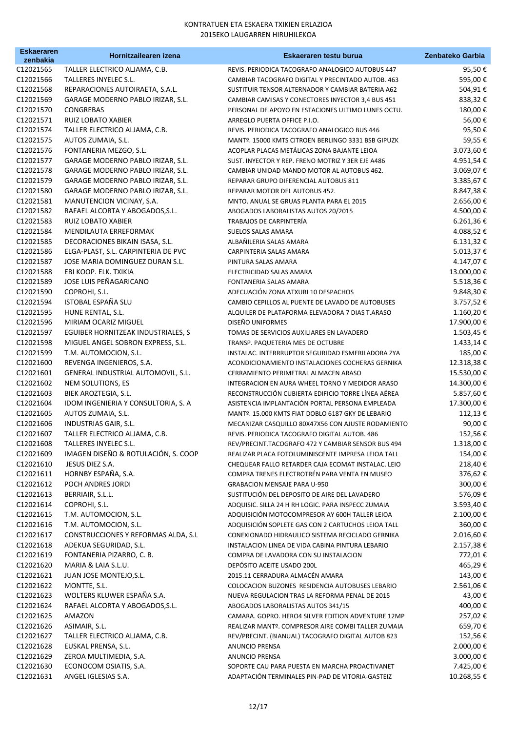KONTRATUEN ETA ESKAERA TXIKIEN ERLAZIOA
2015EKO LAUGARREN HIRUHILEKOA

| Eskaeraren zenbakia | Hornitzailearen izena | Eskaeraren testu burua | Zenbateko Garbia |
|---|---|---|---|
| C12021565 | TALLER ELECTRICO ALJAMA, C.B. | REVIS. PERIODICA TACOGRAFO ANALOGICO AUTOBUS 447 | 95,50 € |
| C12021566 | TALLERES INYELEC S.L. | CAMBIAR TACOGRAFO DIGITAL Y PRECINTADO AUTOB. 463 | 595,00 € |
| C12021568 | REPARACIONES AUTOIRAETA, S.A.L. | SUSTITUIR TENSOR ALTERNADOR Y CAMBIAR BATERIA A62 | 504,91 € |
| C12021569 | GARAGE MODERNO PABLO IRIZAR, S.L. | CAMBIAR CAMISAS Y CONECTORES INYECTOR 3,4 BUS 451 | 838,32 € |
| C12021570 | CONGREBAS | PERSONAL DE APOYO EN ESTACIONES ULTIMO LUNES OCTU. | 180,00 € |
| C12021571 | RUIZ LOBATO XABIER | ARREGLO PUERTA OFFICE P.I.O. | 56,00 € |
| C12021574 | TALLER ELECTRICO ALJAMA, C.B. | REVIS. PERIODICA TACOGRAFO ANALOGICO BUS 446 | 95,50 € |
| C12021575 | AUTOS ZUMAIA, S.L. | MANTº. 15000 KMTS CITROEN BERLINGO 3331 BSB GIPUZK | 59,55 € |
| C12021576 | FONTANERIA MEZGO, S.L. | ACOPLAR PLACAS METÁLICAS ZONA BAJANTE LEIOA | 3.073,60 € |
| C12021577 | GARAGE MODERNO PABLO IRIZAR, S.L. | SUST. INYECTOR Y REP. FRENO MOTRIZ Y 3ER EJE A486 | 4.951,54 € |
| C12021578 | GARAGE MODERNO PABLO IRIZAR, S.L. | CAMBIAR UNIDAD MANDO MOTOR AL AUTOBUS 462. | 3.069,07 € |
| C12021579 | GARAGE MODERNO PABLO IRIZAR, S.L. | REPARAR GRUPO DIFERENCIAL AUTOBUS 811 | 3.385,67 € |
| C12021580 | GARAGE MODERNO PABLO IRIZAR, S.L. | REPARAR MOTOR DEL AUTOBUS 452. | 8.847,38 € |
| C12021581 | MANUTENCION VICINAY, S.A. | MNTO. ANUAL SE GRUAS PLANTA PARA EL 2015 | 2.656,00 € |
| C12021582 | RAFAEL ALCORTA Y ABOGADOS,S.L. | ABOGADOS LABORALISTAS AUTOS 20/2015 | 4.500,00 € |
| C12021583 | RUIZ LOBATO XABIER | TRABAJOS DE CARPINTERÍA | 6.261,36 € |
| C12021584 | MENDILAUTA ERREFORMAK | SUELOS SALAS AMARA | 4.088,52 € |
| C12021585 | DECORACIONES BIKAIN ISASA, S.L. | ALBAÑILERIA SALAS AMARA | 6.131,32 € |
| C12021586 | ELGA-PLAST, S.L. CARPINTERIA DE PVC | CARPINTERIA SALAS AMARA | 5.013,37 € |
| C12021587 | JOSE MARIA DOMINGUEZ DURAN S.L. | PINTURA SALAS AMARA | 4.147,07 € |
| C12021588 | EBI KOOP. ELK. TXIKIA | ELECTRICIDAD SALAS AMARA | 13.000,00 € |
| C12021589 | JOSE LUIS PEÑAGARICANO | FONTANERIA SALAS AMARA | 5.518,36 € |
| C12021590 | COPROHI, S.L. | ADECUACIÓN ZONA ATXURI 10 DESPACHOS | 9.848,30 € |
| C12021594 | ISTOBAL ESPAÑA SLU | CAMBIO CEPILLOS AL PUENTE DE LAVADO DE AUTOBUSES | 3.757,52 € |
| C12021595 | HUNE RENTAL, S.L. | ALQUILER DE PLATAFORMA ELEVADORA 7 DIAS T.ARASO | 1.160,20 € |
| C12021596 | MIRIAM OCARIZ MIGUEL | DISEÑO UNIFORMES | 17.900,00 € |
| C12021597 | EGUIBER HORNITZEAK INDUSTRIALES, S | TOMAS DE SERVICIOS AUXILIARES EN LAVADERO | 1.503,45 € |
| C12021598 | MIGUEL ANGEL SOBRON EXPRESS, S.L. | TRANSP. PAQUETERIA MES DE OCTUBRE | 1.433,14 € |
| C12021599 | T.M. AUTOMOCION, S.L. | INSTALAC. INTERRRUPTOR SEGURIDAD ESMERILADORA ZYA | 185,00 € |
| C12021600 | REVENGA INGENIEROS, S.A. | ACONDICIONAMIENTO INSTALACIONES COCHERAS GERNIKA | 12.318,38 € |
| C12021601 | GENERAL INDUSTRIAL AUTOMOVIL, S.L. | CERRAMIENTO PERIMETRAL ALMACEN ARASO | 15.530,00 € |
| C12021602 | NEM SOLUTIONS, ES | INTEGRACION EN AURA WHEEL TORNO Y MEDIDOR ARASO | 14.300,00 € |
| C12021603 | BIEK AROZTEGIA, S.L. | RECONSTRUCCIÓN CUBIERTA EDIFICIO TORRE LÍNEA AÉREA | 5.857,60 € |
| C12021604 | IDOM INGENIERIA Y CONSULTORIA, S. A | ASISTENCIA IMPLANTACIÓN PORTAL PERSONA EMPLEADA | 17.300,00 € |
| C12021605 | AUTOS ZUMAIA, S.L. | MANTº. 15.000 KMTS FIAT DOBLO 6187 GKY DE LEBARIO | 112,13 € |
| C12021606 | INDUSTRIAS GAIR, S.L. | MECANIZAR CASQUILLO 80X47X56 CON AJUSTE RODAMIENTO | 90,00 € |
| C12021607 | TALLER ELECTRICO ALJAMA, C.B. | REVIS. PERIODICA TACOGRAFO DIGITAL AUTOB. 486 | 152,56 € |
| C12021608 | TALLERES INYELEC S.L. | REV/PRECINT.TACOGRAFO 472 Y CAMBIAR SENSOR BUS 494 | 1.318,00 € |
| C12021609 | IMAGEN DISEÑO & ROTULACIÓN, S. COOP | REALIZAR PLACA FOTOLUMINISCENTE IMPRESA LEIOA TALL | 154,00 € |
| C12021610 | JESUS DIEZ S.A. | CHEQUEAR FALLO RETARDER CAJA ECOMAT INSTALAC. LEIO | 218,40 € |
| C12021611 | HORNBY ESPAÑA, S.A. | COMPRA TRENES ELECTROTRÉN PARA VENTA EN MUSEO | 376,62 € |
| C12021612 | POCH ANDRES JORDI | GRABACION MENSAJE PARA U-950 | 300,00 € |
| C12021613 | BERRIAIR, S.L.L. | SUSTITUCIÓN DEL DEPOSITO DE AIRE DEL LAVADERO | 576,09 € |
| C12021614 | COPROHI, S.L. | ADQUISIC. SILLA 24 H RH LOGIC. PARA INSPECC ZUMAIA | 3.593,40 € |
| C12021615 | T.M. AUTOMOCION, S.L. | ADQUISICIÓN MOTOCOMPRESOR AY 600H TALLER LEIOA | 2.100,00 € |
| C12021616 | T.M. AUTOMOCION, S.L. | ADQUISICIÓN SOPLETE GAS CON 2 CARTUCHOS LEIOA TALL | 360,00 € |
| C12021617 | CONSTRUCCIONES Y REFORMAS ALDA, S.L | CONEXIONADO HIDRAULICO SISTEMA RECICLADO GERNIKA | 2.016,60 € |
| C12021618 | ADEKUA SEGURIDAD, S.L. | INSTALACION LINEA DE VIDA CABINA PINTURA LEBARIO | 2.157,38 € |
| C12021619 | FONTANERIA PIZARRO, C. B. | COMPRA DE LAVADORA CON SU INSTALACION | 772,01 € |
| C12021620 | MARIA & LAIA S.L.U. | DEPÓSITO ACEITE USADO 200L | 465,29 € |
| C12021621 | JUAN JOSE MONTEJO,S.L. | 2015.11 CERRADURA ALMACÉN AMARA | 143,00 € |
| C12021622 | MONTTE, S.L. | COLOCACION BUZONES RESIDENCIA AUTOBUSES LEBARIO | 2.561,06 € |
| C12021623 | WOLTERS KLUWER ESPAÑA S.A. | NUEVA REGULACION TRAS LA REFORMA PENAL DE 2015 | 43,00 € |
| C12021624 | RAFAEL ALCORTA Y ABOGADOS,S.L. | ABOGADOS LABORALISTAS AUTOS 341/15 | 400,00 € |
| C12021625 | AMAZON | CAMARA. GOPRO. HERO4 SILVER EDITION ADVENTURE 12MP | 257,02 € |
| C12021626 | ASIMAIR, S.L. | REALIZAR MANTº. COMPRESOR AIRE COMBI TALLER ZUMAIA | 659,70 € |
| C12021627 | TALLER ELECTRICO ALJAMA, C.B. | REV/PRECINT. (BIANUAL) TACOGRAFO DIGITAL AUTOB 823 | 152,56 € |
| C12021628 | EUSKAL PRENSA, S.L. | ANUNCIO PRENSA | 2.000,00 € |
| C12021629 | ZEROA MULTIMEDIA, S.A. | ANUNCIO PRENSA | 3.000,00 € |
| C12021630 | ECONOCOM OSIATIS, S.A. | SOPORTE CAU PARA PUESTA EN MARCHA PROACTIVANET | 7.425,00 € |
| C12021631 | ANGEL IGLESIAS S.A. | ADAPTACIÓN TERMINALES PIN-PAD DE VITORIA-GASTEIZ | 10.268,55 € |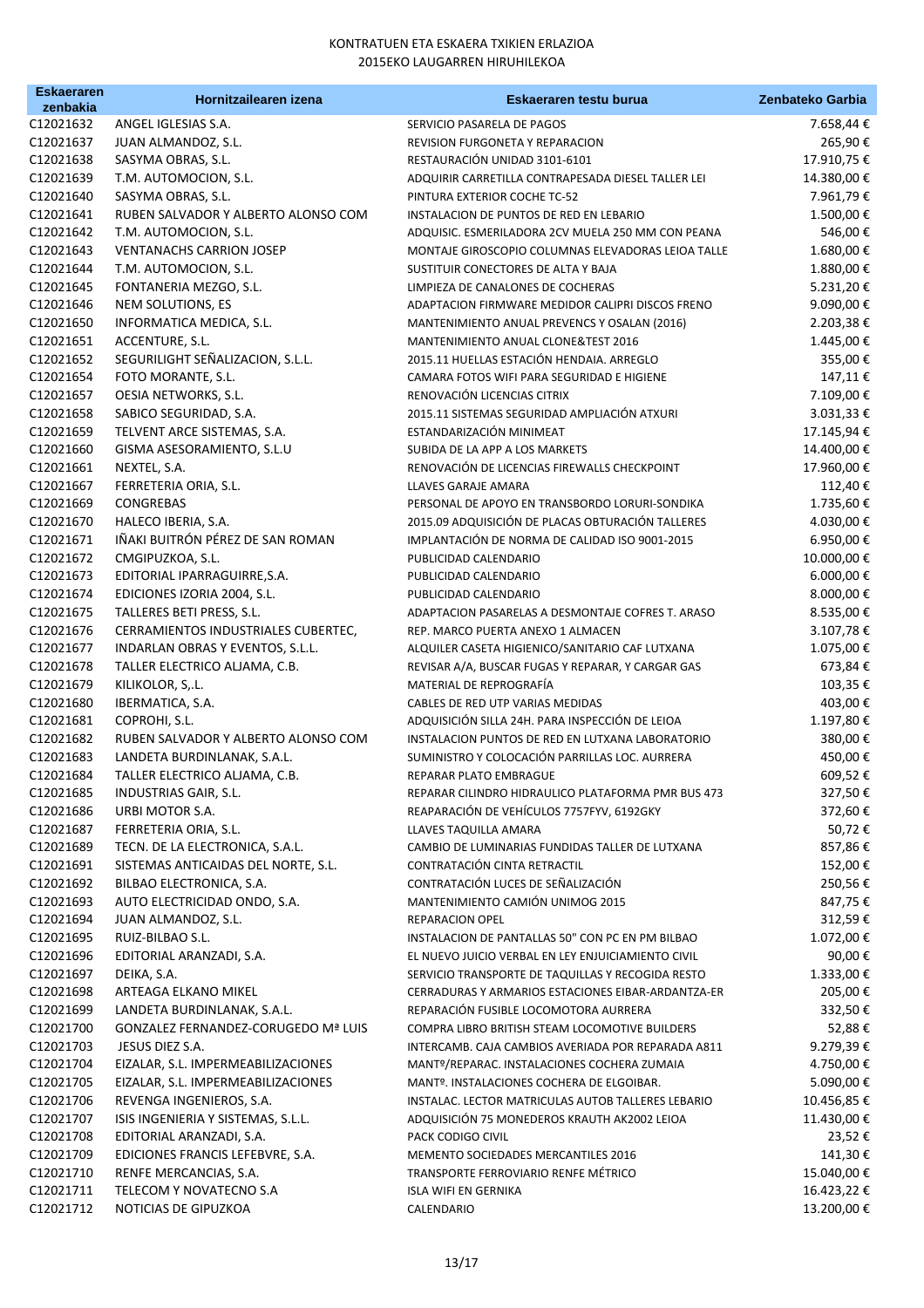KONTRATUEN ETA ESKAERA TXIKIEN ERLAZIOA
2015EKO LAUGARREN HIRUHILEKOA

| Eskaeraren zenbakia | Hornitzailearen izena | Eskaeraren testu burua | Zenbateko Garbia |
|---|---|---|---|
| C12021632 | ANGEL IGLESIAS S.A. | SERVICIO PASARELA DE PAGOS | 7.658,44 € |
| C12021637 | JUAN ALMANDOZ, S.L. | REVISION FURGONETA Y REPARACION | 265,90 € |
| C12021638 | SASYMA OBRAS, S.L. | RESTAURACIÓN UNIDAD 3101-6101 | 17.910,75 € |
| C12021639 | T.M. AUTOMOCION, S.L. | ADQUIRIR CARRETILLA CONTRAPESADA DIESEL TALLER LEI | 14.380,00 € |
| C12021640 | SASYMA OBRAS, S.L. | PINTURA EXTERIOR COCHE TC-52 | 7.961,79 € |
| C12021641 | RUBEN SALVADOR Y ALBERTO ALONSO COM | INSTALACION DE PUNTOS DE RED EN LEBARIO | 1.500,00 € |
| C12021642 | T.M. AUTOMOCION, S.L. | ADQUISIC. ESMERILADORA 2CV MUELA 250 MM CON PEANA | 546,00 € |
| C12021643 | VENTANACHS CARRION JOSEP | MONTAJE GIROSCOPIO COLUMNAS ELEVADORAS LEIOA TALLE | 1.680,00 € |
| C12021644 | T.M. AUTOMOCION, S.L. | SUSTITUIR CONECTORES DE ALTA Y BAJA | 1.880,00 € |
| C12021645 | FONTANERIA MEZGO, S.L. | LIMPIEZA DE CANALONES DE COCHERAS | 5.231,20 € |
| C12021646 | NEM SOLUTIONS, ES | ADAPTACION FIRMWARE MEDIDOR CALIPRI DISCOS FRENO | 9.090,00 € |
| C12021650 | INFORMATICA MEDICA, S.L. | MANTENIMIENTO ANUAL PREVENCS Y OSALAN (2016) | 2.203,38 € |
| C12021651 | ACCENTURE, S.L. | MANTENIMIENTO ANUAL CLONE&TEST 2016 | 1.445,00 € |
| C12021652 | SEGURILIGHT SEÑALIZACION, S.L.L. | 2015.11 HUELLAS ESTACIÓN HENDAIA. ARREGLO | 355,00 € |
| C12021654 | FOTO MORANTE, S.L. | CAMARA FOTOS WIFI PARA SEGURIDAD E HIGIENE | 147,11 € |
| C12021657 | OESIA NETWORKS, S.L. | RENOVACIÓN LICENCIAS CITRIX | 7.109,00 € |
| C12021658 | SABICO SEGURIDAD, S.A. | 2015.11 SISTEMAS SEGURIDAD AMPLIACIÓN ATXURI | 3.031,33 € |
| C12021659 | TELVENT ARCE SISTEMAS, S.A. | ESTANDARIZACIÓN MINIMEAT | 17.145,94 € |
| C12021660 | GISMA ASESORAMIENTO, S.L.U | SUBIDA DE LA APP A LOS MARKETS | 14.400,00 € |
| C12021661 | NEXTEL, S.A. | RENOVACIÓN DE LICENCIAS FIREWALLS CHECKPOINT | 17.960,00 € |
| C12021667 | FERRETERIA ORIA, S.L. | LLAVES GARAJE AMARA | 112,40 € |
| C12021669 | CONGREBAS | PERSONAL DE APOYO EN TRANSBORDO LORURI-SONDIKA | 1.735,60 € |
| C12021670 | HALECO IBERIA, S.A. | 2015.09 ADQUISICIÓN DE PLACAS OBTURACIÓN TALLERES | 4.030,00 € |
| C12021671 | IÑAKI BUITRÓN PÉREZ DE SAN ROMAN | IMPLANTACIÓN DE NORMA DE CALIDAD ISO 9001-2015 | 6.950,00 € |
| C12021672 | CMGIPUZKOA, S.L. | PUBLICIDAD CALENDARIO | 10.000,00 € |
| C12021673 | EDITORIAL IPARRAGUIRRE,S.A. | PUBLICIDAD CALENDARIO | 6.000,00 € |
| C12021674 | EDICIONES IZORIA 2004, S.L. | PUBLICIDAD CALENDARIO | 8.000,00 € |
| C12021675 | TALLERES BETI PRESS, S.L. | ADAPTACION PASARELAS A DESMONTAJE COFRES T. ARASO | 8.535,00 € |
| C12021676 | CERRAMIENTOS INDUSTRIALES CUBERTEC, | REP. MARCO PUERTA ANEXO 1 ALMACEN | 3.107,78 € |
| C12021677 | INDARLAN OBRAS Y EVENTOS, S.L.L. | ALQUILER CASETA HIGIENICO/SANITARIO CAF LUTXANA | 1.075,00 € |
| C12021678 | TALLER ELECTRICO ALJAMA, C.B. | REVISAR A/A, BUSCAR FUGAS Y REPARAR, Y CARGAR GAS | 673,84 € |
| C12021679 | KILIKOLOR, S,.L. | MATERIAL DE REPROGRAFÍA | 103,35 € |
| C12021680 | IBERMATICA, S.A. | CABLES DE RED UTP VARIAS MEDIDAS | 403,00 € |
| C12021681 | COPROHI, S.L. | ADQUISICIÓN SILLA 24H. PARA INSPECCIÓN DE LEIOA | 1.197,80 € |
| C12021682 | RUBEN SALVADOR Y ALBERTO ALONSO COM | INSTALACION PUNTOS DE RED EN LUTXANA LABORATORIO | 380,00 € |
| C12021683 | LANDETA BURDINLANAK, S.A.L. | SUMINISTRO Y COLOCACIÓN PARRILLAS LOC. AURRERA | 450,00 € |
| C12021684 | TALLER ELECTRICO ALJAMA, C.B. | REPARAR PLATO EMBRAGUE | 609,52 € |
| C12021685 | INDUSTRIAS GAIR, S.L. | REPARAR CILINDRO HIDRAULICO PLATAFORMA PMR BUS 473 | 327,50 € |
| C12021686 | URBI MOTOR S.A. | REAPARACIÓN DE VEHÍCULOS 7757FYV, 6192GKY | 372,60 € |
| C12021687 | FERRETERIA ORIA, S.L. | LLAVES TAQUILLA AMARA | 50,72 € |
| C12021689 | TECN. DE LA ELECTRONICA, S.A.L. | CAMBIO DE LUMINARIAS FUNDIDAS TALLER DE LUTXANA | 857,86 € |
| C12021691 | SISTEMAS ANTICAIDAS DEL NORTE, S.L. | CONTRATACIÓN CINTA RETRACTIL | 152,00 € |
| C12021692 | BILBAO ELECTRONICA, S.A. | CONTRATACIÓN LUCES DE SEÑALIZACIÓN | 250,56 € |
| C12021693 | AUTO ELECTRICIDAD ONDO, S.A. | MANTENIMIENTO CAMIÓN UNIMOG 2015 | 847,75 € |
| C12021694 | JUAN ALMANDOZ, S.L. | REPARACION OPEL | 312,59 € |
| C12021695 | RUIZ-BILBAO S.L. | INSTALACION DE PANTALLAS 50" CON PC EN PM BILBAO | 1.072,00 € |
| C12021696 | EDITORIAL ARANZADI, S.A. | EL NUEVO JUICIO VERBAL EN LEY ENJUICIAMIENTO CIVIL | 90,00 € |
| C12021697 | DEIKA, S.A. | SERVICIO TRANSPORTE DE TAQUILLAS Y RECOGIDA RESTO | 1.333,00 € |
| C12021698 | ARTEAGA ELKANO MIKEL | CERRADURAS Y ARMARIOS ESTACIONES EIBAR-ARDANTZA-ER | 205,00 € |
| C12021699 | LANDETA BURDINLANAK, S.A.L. | REPARACIÓN FUSIBLE LOCOMOTORA AURRERA | 332,50 € |
| C12021700 | GONZALEZ FERNANDEZ-CORUGEDO Mª LUIS | COMPRA LIBRO BRITISH STEAM LOCOMOTIVE BUILDERS | 52,88 € |
| C12021703 | JESUS DIEZ S.A. | INTERCAMB. CAJA CAMBIOS AVERIADA POR REPARADA A811 | 9.279,39 € |
| C12021704 | EIZALAR, S.L. IMPERMEABILIZACIONES | MANTº/REPARAC. INSTALACIONES COCHERA ZUMAIA | 4.750,00 € |
| C12021705 | EIZALAR, S.L. IMPERMEABILIZACIONES | MANTº. INSTALACIONES COCHERA DE ELGOIBAR. | 5.090,00 € |
| C12021706 | REVENGA INGENIEROS, S.A. | INSTALAC. LECTOR MATRICULAS AUTOB TALLERES LEBARIO | 10.456,85 € |
| C12021707 | ISIS INGENIERIA Y SISTEMAS, S.L.L. | ADQUISICIÓN 75 MONEDEROS KRAUTH AK2002 LEIOA | 11.430,00 € |
| C12021708 | EDITORIAL ARANZADI, S.A. | PACK CODIGO CIVIL | 23,52 € |
| C12021709 | EDICIONES FRANCIS LEFEBVRE, S.A. | MEMENTO SOCIEDADES MERCANTILES 2016 | 141,30 € |
| C12021710 | RENFE MERCANCIAS, S.A. | TRANSPORTE FERROVIARIO RENFE MÉTRICO | 15.040,00 € |
| C12021711 | TELECOM Y NOVATECNO S.A | ISLA WIFI EN GERNIKA | 16.423,22 € |
| C12021712 | NOTICIAS DE GIPUZKOA | CALENDARIO | 13.200,00 € |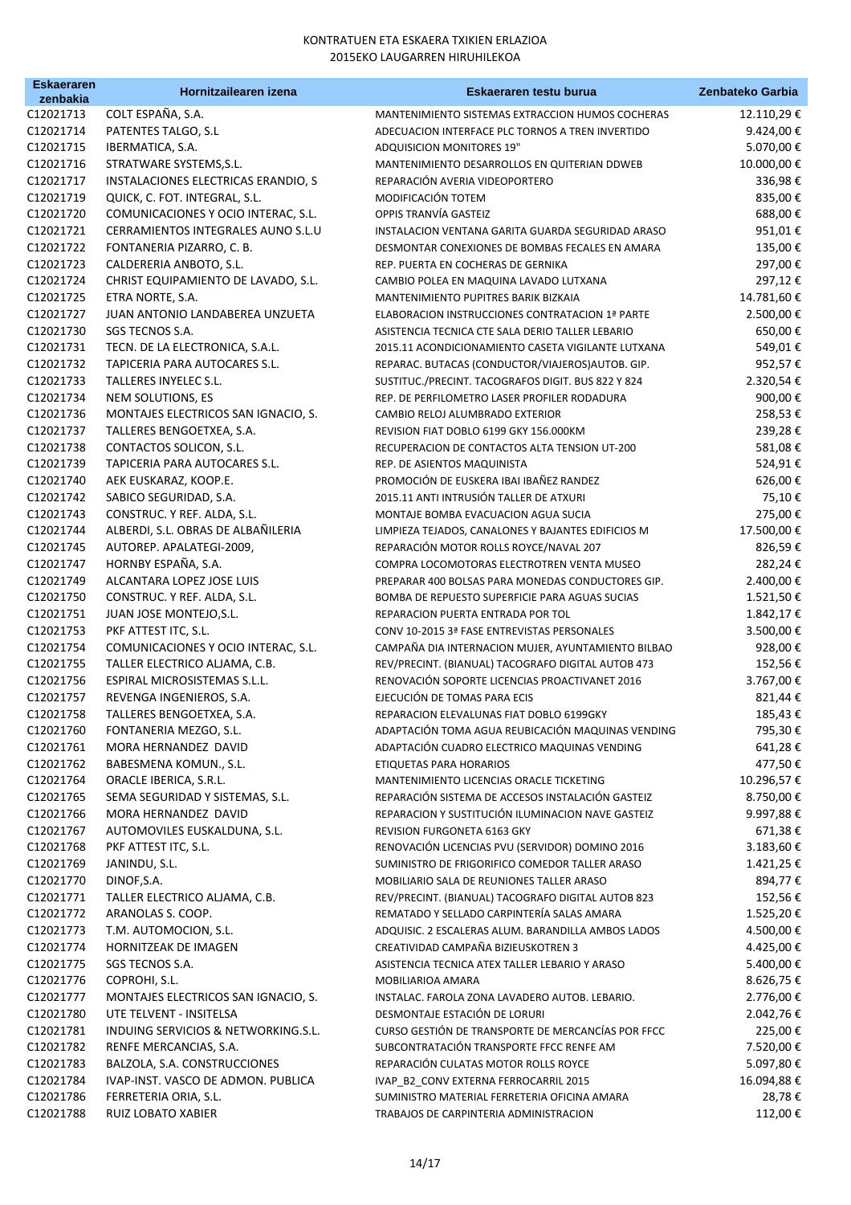KONTRATUEN ETA ESKAERA TXIKIEN ERLAZIOA
2015EKO LAUGARREN HIRUHILEKOA

| Eskaeraren zenbakia | Hornitzailearen izena | Eskaeraren testu burua | Zenbateko Garbia |
|---|---|---|---|
| C12021713 | COLT ESPAÑA, S.A. | MANTENIMIENTO SISTEMAS EXTRACCION HUMOS COCHERAS | 12.110,29 € |
| C12021714 | PATENTES TALGO, S.L | ADECUACION INTERFACE PLC TORNOS A TREN INVERTIDO | 9.424,00 € |
| C12021715 | IBERMATICA, S.A. | ADQUISICION MONITORES 19" | 5.070,00 € |
| C12021716 | STRATWARE SYSTEMS,S.L. | MANTENIMIENTO DESARROLLOS EN QUITERIAN DDWEB | 10.000,00 € |
| C12021717 | INSTALACIONES ELECTRICAS ERANDIO, S | REPARACIÓN AVERIA VIDEOPORTERO | 336,98 € |
| C12021719 | QUICK, C. FOT. INTEGRAL, S.L. | MODIFICACIÓN TOTEM | 835,00 € |
| C12021720 | COMUNICACIONES Y OCIO INTERAC, S.L. | OPPIS TRANVÍA GASTEIZ | 688,00 € |
| C12021721 | CERRAMIENTOS INTEGRALES AUNO S.L.U | INSTALACION VENTANA GARITA GUARDA SEGURIDAD ARASO | 951,01 € |
| C12021722 | FONTANERIA PIZARRO, C. B. | DESMONTAR CONEXIONES DE BOMBAS FECALES EN AMARA | 135,00 € |
| C12021723 | CALDERERIA ANBOTO, S.L. | REP. PUERTA EN COCHERAS DE GERNIKA | 297,00 € |
| C12021724 | CHRIST EQUIPAMIENTO DE LAVADO, S.L. | CAMBIO POLEA EN MAQUINA LAVADO LUTXANA | 297,12 € |
| C12021725 | ETRA NORTE, S.A. | MANTENIMIENTO PUPITRES BARIK BIZKAIA | 14.781,60 € |
| C12021727 | JUAN ANTONIO LANDABEREA UNZUETA | ELABORACION INSTRUCCIONES CONTRATACION 1ª PARTE | 2.500,00 € |
| C12021730 | SGS TECNOS S.A. | ASISTENCIA TECNICA CTE SALA DERIO TALLER LEBARIO | 650,00 € |
| C12021731 | TECN. DE LA ELECTRONICA, S.A.L. | 2015.11 ACONDICIONAMIENTO CASETA VIGILANTE LUTXANA | 549,01 € |
| C12021732 | TAPICERIA PARA AUTOCARES S.L. | REPARAC. BUTACAS (CONDUCTOR/VIAJEROS)AUTOB. GIP. | 952,57 € |
| C12021733 | TALLERES INYELEC S.L. | SUSTITUC./PRECINT. TACOGRAFOS DIGIT. BUS 822 Y 824 | 2.320,54 € |
| C12021734 | NEM SOLUTIONS, ES | REP. DE PERFILOMETRO LASER PROFILER RODADURA | 900,00 € |
| C12021736 | MONTAJES ELECTRICOS SAN IGNACIO, S. | CAMBIO RELOJ ALUMBRADO EXTERIOR | 258,53 € |
| C12021737 | TALLERES BENGOETXEA, S.A. | REVISION FIAT DOBLO 6199 GKY 156.000KM | 239,28 € |
| C12021738 | CONTACTOS SOLICON, S.L. | RECUPERACION DE CONTACTOS ALTA TENSION UT-200 | 581,08 € |
| C12021739 | TAPICERIA PARA AUTOCARES S.L. | REP. DE ASIENTOS MAQUINISTA | 524,91 € |
| C12021740 | AEK EUSKARAZ, KOOP.E. | PROMOCIÓN DE EUSKERA IBAI IBAÑEZ RANDEZ | 626,00 € |
| C12021742 | SABICO SEGURIDAD, S.A. | 2015.11 ANTI INTRUSIÓN TALLER DE ATXURI | 75,10 € |
| C12021743 | CONSTRUC. Y REF. ALDA, S.L. | MONTAJE BOMBA EVACUACION AGUA SUCIA | 275,00 € |
| C12021744 | ALBERDI, S.L. OBRAS DE ALBAÑILERIA | LIMPIEZA TEJADOS, CANALONES Y BAJANTES EDIFICIOS M | 17.500,00 € |
| C12021745 | AUTOREP. APALATEGI-2009, | REPARACIÓN MOTOR ROLLS ROYCE/NAVAL 207 | 826,59 € |
| C12021747 | HORNBY ESPAÑA, S.A. | COMPRA LOCOMOTORAS ELECTROTREN VENTA MUSEO | 282,24 € |
| C12021749 | ALCANTARA LOPEZ JOSE LUIS | PREPARAR 400 BOLSAS PARA MONEDAS CONDUCTORES GIP. | 2.400,00 € |
| C12021750 | CONSTRUC. Y REF. ALDA, S.L. | BOMBA DE REPUESTO SUPERFICIE PARA AGUAS SUCIAS | 1.521,50 € |
| C12021751 | JUAN JOSE MONTEJO,S.L. | REPARACION PUERTA ENTRADA POR TOL | 1.842,17 € |
| C12021753 | PKF ATTEST ITC, S.L. | CONV 10-2015 3ª FASE ENTREVISTAS PERSONALES | 3.500,00 € |
| C12021754 | COMUNICACIONES Y OCIO INTERAC, S.L. | CAMPAÑA DIA INTERNACION MUJER, AYUNTAMIENTO BILBAO | 928,00 € |
| C12021755 | TALLER ELECTRICO ALJAMA, C.B. | REV/PRECINT. (BIANUAL) TACOGRAFO DIGITAL AUTOB 473 | 152,56 € |
| C12021756 | ESPIRAL MICROSISTEMAS S.L.L. | RENOVACIÓN SOPORTE LICENCIAS PROACTIVANET 2016 | 3.767,00 € |
| C12021757 | REVENGA INGENIEROS, S.A. | EJECUCIÓN DE TOMAS PARA ECIS | 821,44 € |
| C12021758 | TALLERES BENGOETXEA, S.A. | REPARACION ELEVALUNAS FIAT DOBLO 6199GKY | 185,43 € |
| C12021760 | FONTANERIA MEZGO, S.L. | ADAPTACIÓN TOMA AGUA REUBICACIÓN MAQUINAS VENDING | 795,30 € |
| C12021761 | MORA HERNANDEZ DAVID | ADAPTACIÓN CUADRO ELECTRICO MAQUINAS VENDING | 641,28 € |
| C12021762 | BABESMENA KOMUN., S.L. | ETIQUETAS PARA HORARIOS | 477,50 € |
| C12021764 | ORACLE IBERICA, S.R.L. | MANTENIMIENTO LICENCIAS ORACLE TICKETING | 10.296,57 € |
| C12021765 | SEMA SEGURIDAD Y SISTEMAS, S.L. | REPARACIÓN SISTEMA DE ACCESOS INSTALACIÓN GASTEIZ | 8.750,00 € |
| C12021766 | MORA HERNANDEZ DAVID | REPARACION Y SUSTITUCIÓN ILUMINACION NAVE GASTEIZ | 9.997,88 € |
| C12021767 | AUTOMOVILES EUSKALDUNA, S.L. | REVISION FURGONETA 6163 GKY | 671,38 € |
| C12021768 | PKF ATTEST ITC, S.L. | RENOVACIÓN LICENCIAS PVU (SERVIDOR) DOMINO 2016 | 3.183,60 € |
| C12021769 | JANINDU, S.L. | SUMINISTRO DE FRIGORIFICO COMEDOR TALLER ARASO | 1.421,25 € |
| C12021770 | DINOF,S.A. | MOBILIARIO SALA DE REUNIONES TALLER ARASO | 894,77 € |
| C12021771 | TALLER ELECTRICO ALJAMA, C.B. | REV/PRECINT. (BIANUAL) TACOGRAFO DIGITAL AUTOB 823 | 152,56 € |
| C12021772 | ARANOLAS S. COOP. | REMATADO Y SELLADO CARPINTERÍA SALAS AMARA | 1.525,20 € |
| C12021773 | T.M. AUTOMOCION, S.L. | ADQUISIC. 2 ESCALERAS ALUM. BARANDILLA AMBOS LADOS | 4.500,00 € |
| C12021774 | HORNITZEAK DE IMAGEN | CREATIVIDAD CAMPAÑA BIZIEUSKOTREN 3 | 4.425,00 € |
| C12021775 | SGS TECNOS S.A. | ASISTENCIA TECNICA ATEX TALLER LEBARIO Y ARASO | 5.400,00 € |
| C12021776 | COPROHI, S.L. | MOBILIARIOA AMARA | 8.626,75 € |
| C12021777 | MONTAJES ELECTRICOS SAN IGNACIO, S. | INSTALAC. FAROLA ZONA LAVADERO AUTOB. LEBARIO. | 2.776,00 € |
| C12021780 | UTE TELVENT - INSITELSA | DESMONTAJE ESTACIÓN DE LORURI | 2.042,76 € |
| C12021781 | INDUING SERVICIOS & NETWORKING.S.L. | CURSO GESTIÓN DE TRANSPORTE DE MERCANCÍAS POR FFCC | 225,00 € |
| C12021782 | RENFE MERCANCIAS, S.A. | SUBCONTRATACIÓN TRANSPORTE FFCC RENFE AM | 7.520,00 € |
| C12021783 | BALZOLA, S.A. CONSTRUCCIONES | REPARACIÓN CULATAS MOTOR ROLLS ROYCE | 5.097,80 € |
| C12021784 | IVAP-INST. VASCO DE ADMON. PUBLICA | IVAP_B2_CONV EXTERNA FERROCARRIL 2015 | 16.094,88 € |
| C12021786 | FERRETERIA ORIA, S.L. | SUMINISTRO MATERIAL FERRETERIA OFICINA AMARA | 28,78 € |
| C12021788 | RUIZ LOBATO XABIER | TRABAJOS DE CARPINTERIA ADMINISTRACION | 112,00 € |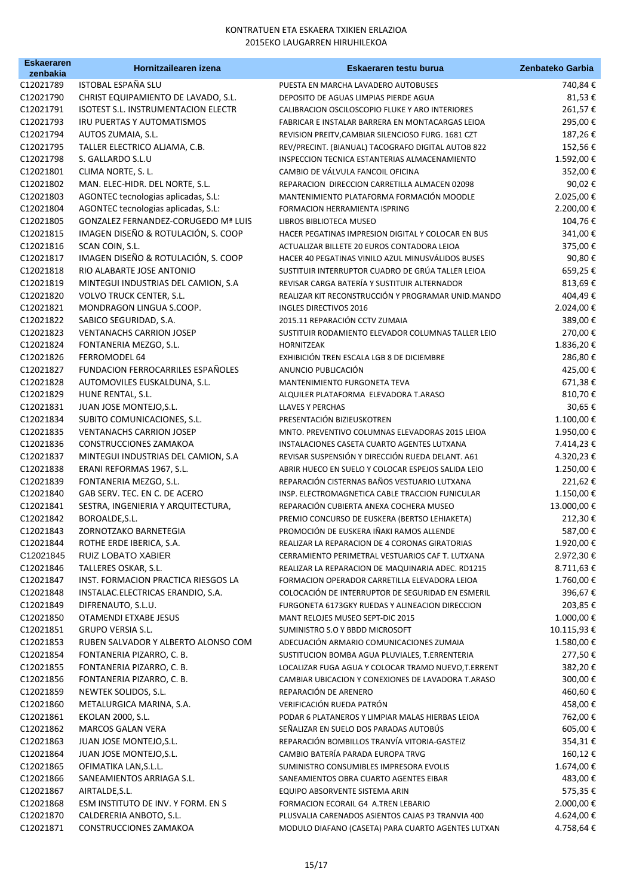KONTRATUEN ETA ESKAERA TXIKIEN ERLAZIOA
2015EKO LAUGARREN HIRUHILEKOA

| Eskaeraren zenbakia | Hornitzailearen izena | Eskaeraren testu burua | Zenbateko Garbia |
|---|---|---|---|
| C12021789 | ISTOBAL ESPAÑA SLU | PUESTA EN MARCHA LAVADERO AUTOBUSES | 740,84 € |
| C12021790 | CHRIST EQUIPAMIENTO DE LAVADO, S.L. | DEPOSITO DE AGUAS LIMPIAS PIERDE AGUA | 81,53 € |
| C12021791 | ISOTEST S.L. INSTRUMENTACION ELECTR | CALIBRACION OSCILOSCOPIO FLUKE Y ARO INTERIORES | 261,57 € |
| C12021793 | IRU PUERTAS Y AUTOMATISMOS | FABRICAR E INSTALAR BARRERA EN MONTACARGAS LEIOA | 295,00 € |
| C12021794 | AUTOS ZUMAIA, S.L. | REVISION PREITV,CAMBIAR SILENCIOSO FURG. 1681 CZT | 187,26 € |
| C12021795 | TALLER ELECTRICO ALJAMA, C.B. | REV/PRECINT. (BIANUAL) TACOGRAFO DIGITAL AUTOB 822 | 152,56 € |
| C12021798 | S. GALLARDO S.L.U | INSPECCION TECNICA ESTANTERIAS ALMACENAMIENTO | 1.592,00 € |
| C12021801 | CLIMA NORTE, S. L. | CAMBIO DE VÁLVULA FANCOIL OFICINA | 352,00 € |
| C12021802 | MAN. ELEC-HIDR. DEL NORTE, S.L. | REPARACION DIRECCION CARRETILLA ALMACEN 02098 | 90,02 € |
| C12021803 | AGONTEC tecnologias aplicadas, S.L: | MANTENIMIENTO PLATAFORMA FORMACIÓN MOODLE | 2.025,00 € |
| C12021804 | AGONTEC tecnologias aplicadas, S.L: | FORMACION HERRAMIENTA ISPRING | 2.200,00 € |
| C12021805 | GONZALEZ FERNANDEZ-CORUGEDO Mª LUIS | LIBROS BIBLIOTECA MUSEO | 104,76 € |
| C12021815 | IMAGEN DISEÑO & ROTULACIÓN, S. COOP | HACER PEGATINAS IMPRESION DIGITAL Y COLOCAR EN BUS | 341,00 € |
| C12021816 | SCAN COIN, S.L. | ACTUALIZAR BILLETE 20 EUROS CONTADORA LEIOA | 375,00 € |
| C12021817 | IMAGEN DISEÑO & ROTULACIÓN, S. COOP | HACER 40 PEGATINAS VINILO AZUL MINUSVÁLIDOS BUSES | 90,80 € |
| C12021818 | RIO ALABARTE JOSE ANTONIO | SUSTITUIR INTERRUPTOR CUADRO DE GRÚA TALLER LEIOA | 659,25 € |
| C12021819 | MINTEGUI INDUSTRIAS DEL CAMION, S.A | REVISAR CARGA BATERÍA Y SUSTITUIR ALTERNADOR | 813,69 € |
| C12021820 | VOLVO TRUCK CENTER, S.L. | REALIZAR KIT RECONSTRUCCIÓN Y PROGRAMAR UNID.MANDO | 404,49 € |
| C12021821 | MONDRAGON LINGUA S.COOP. | INGLES DIRECTIVOS 2016 | 2.024,00 € |
| C12021822 | SABICO SEGURIDAD, S.A. | 2015.11 REPARACIÓN CCTV ZUMAIA | 389,00 € |
| C12021823 | VENTANACHS CARRION JOSEP | SUSTITUIR RODAMIENTO ELEVADOR COLUMNAS TALLER LEIO | 270,00 € |
| C12021824 | FONTANERIA MEZGO, S.L. | HORNITZEAK | 1.836,20 € |
| C12021826 | FERROMODEL 64 | EXHIBICIÓN TREN ESCALA LGB 8 DE DICIEMBRE | 286,80 € |
| C12021827 | FUNDACION FERROCARRILES ESPAÑOLES | ANUNCIO PUBLICACIÓN | 425,00 € |
| C12021828 | AUTOMOVILES EUSKALDUNA, S.L. | MANTENIMIENTO FURGONETA TEVA | 671,38 € |
| C12021829 | HUNE RENTAL, S.L. | ALQUILER PLATAFORMA ELEVADORA T.ARASO | 810,70 € |
| C12021831 | JUAN JOSE MONTEJO,S.L. | LLAVES Y PERCHAS | 30,65 € |
| C12021834 | SUBITO COMUNICACIONES, S.L. | PRESENTACIÓN BIZIEUSKOTREN | 1.100,00 € |
| C12021835 | VENTANACHS CARRION JOSEP | MNTO. PREVENTIVO COLUMNAS ELEVADORAS 2015 LEIOA | 1.950,00 € |
| C12021836 | CONSTRUCCIONES ZAMAKOA | INSTALACIONES CASETA CUARTO AGENTES LUTXANA | 7.414,23 € |
| C12021837 | MINTEGUI INDUSTRIAS DEL CAMION, S.A | REVISAR SUSPENSIÓN Y DIRECCIÓN RUEDA DELANT. A61 | 4.320,23 € |
| C12021838 | ERANI REFORMAS 1967, S.L. | ABRIR HUECO EN SUELO Y COLOCAR ESPEJOS SALIDA LEIO | 1.250,00 € |
| C12021839 | FONTANERIA MEZGO, S.L. | REPARACIÓN CISTERNAS BAÑOS VESTUARIO LUTXANA | 221,62 € |
| C12021840 | GAB SERV. TEC. EN C. DE ACERO | INSP. ELECTROMAGNETICA CABLE TRACCION FUNICULAR | 1.150,00 € |
| C12021841 | SESTRA, INGENIERIA Y ARQUITECTURA, | REPARACIÓN CUBIERTA ANEXA COCHERA MUSEO | 13.000,00 € |
| C12021842 | BOROALDE,S.L. | PREMIO CONCURSO DE EUSKERA (BERTSO LEHIAKETA) | 212,30 € |
| C12021843 | ZORNOTZAKO BARNETEGIA | PROMOCIÓN DE EUSKERA IÑAKI RAMOS ALLENDE | 587,00 € |
| C12021844 | ROTHE ERDE IBERICA, S.A. | REALIZAR LA REPARACION DE 4 CORONAS GIRATORIAS | 1.920,00 € |
| C12021845 | RUIZ LOBATO XABIER | CERRAMIENTO PERIMETRAL VESTUARIOS CAF T. LUTXANA | 2.972,30 € |
| C12021846 | TALLERES OSKAR, S.L. | REALIZAR LA REPARACION DE MAQUINARIA ADEC. RD1215 | 8.711,63 € |
| C12021847 | INST. FORMACION PRACTICA RIESGOS LA | FORMACION OPERADOR CARRETILLA ELEVADORA LEIOA | 1.760,00 € |
| C12021848 | INSTALAC.ELECTRICAS ERANDIO, S.A. | COLOCACIÓN DE INTERRUPTOR DE SEGURIDAD EN ESMERIL | 396,67 € |
| C12021849 | DIFRENAUTO, S.L.U. | FURGONETA 6173GKY RUEDAS Y ALINEACION DIRECCION | 203,85 € |
| C12021850 | OTAMENDI ETXABE JESUS | MANT RELOJES MUSEO SEPT-DIC 2015 | 1.000,00 € |
| C12021851 | GRUPO VERSIA S.L. | SUMINISTRO S.O Y BBDD MICROSOFT | 10.115,93 € |
| C12021853 | RUBEN SALVADOR Y ALBERTO ALONSO COM | ADECUACIÓN ARMARIO COMUNICACIONES ZUMAIA | 1.580,00 € |
| C12021854 | FONTANERIA PIZARRO, C. B. | SUSTITUCION BOMBA AGUA PLUVIALES, T.ERRENTERIA | 277,50 € |
| C12021855 | FONTANERIA PIZARRO, C. B. | LOCALIZAR FUGA AGUA Y COLOCAR TRAMO NUEVO,T.ERRENT | 382,20 € |
| C12021856 | FONTANERIA PIZARRO, C. B. | CAMBIAR UBICACION Y CONEXIONES DE LAVADORA T.ARASO | 300,00 € |
| C12021859 | NEWTEK SOLIDOS, S.L. | REPARACIÓN DE ARENERO | 460,60 € |
| C12021860 | METALURGICA MARINA, S.A. | VERIFICACIÓN RUEDA PATRÓN | 458,00 € |
| C12021861 | EKOLAN 2000, S.L. | PODAR 6 PLATANEROS Y LIMPIAR MALAS HIERBAS LEIOA | 762,00 € |
| C12021862 | MARCOS GALAN VERA | SEÑALIZAR EN SUELO DOS PARADAS AUTOBÚS | 605,00 € |
| C12021863 | JUAN JOSE MONTEJO,S.L. | REPARACIÓN BOMBILLOS TRANVÍA VITORIA-GASTEIZ | 354,31 € |
| C12021864 | JUAN JOSE MONTEJO,S.L. | CAMBIO BATERÍA PARADA EUROPA TRVG | 160,12 € |
| C12021865 | OFIMATIKA LAN,S.L.L. | SUMINISTRO CONSUMIBLES IMPRESORA EVOLIS | 1.674,00 € |
| C12021866 | SANEAMIENTOS ARRIAGA S.L. | SANEAMIENTOS OBRA CUARTO AGENTES EIBAR | 483,00 € |
| C12021867 | AIRTALDE,S.L. | EQUIPO ABSORVENTE SISTEMA ARIN | 575,35 € |
| C12021868 | ESM INSTITUTO DE INV. Y FORM. EN S | FORMACION ECORAIL G4 A.TREN LEBARIO | 2.000,00 € |
| C12021870 | CALDERERIA ANBOTO, S.L. | PLUSVALIA CARENADOS ASIENTOS CAJAS P3 TRANVIA 400 | 4.624,00 € |
| C12021871 | CONSTRUCCIONES ZAMAKOA | MODULO DIAFANO (CASETA) PARA CUARTO AGENTES LUTXAN | 4.758,64 € |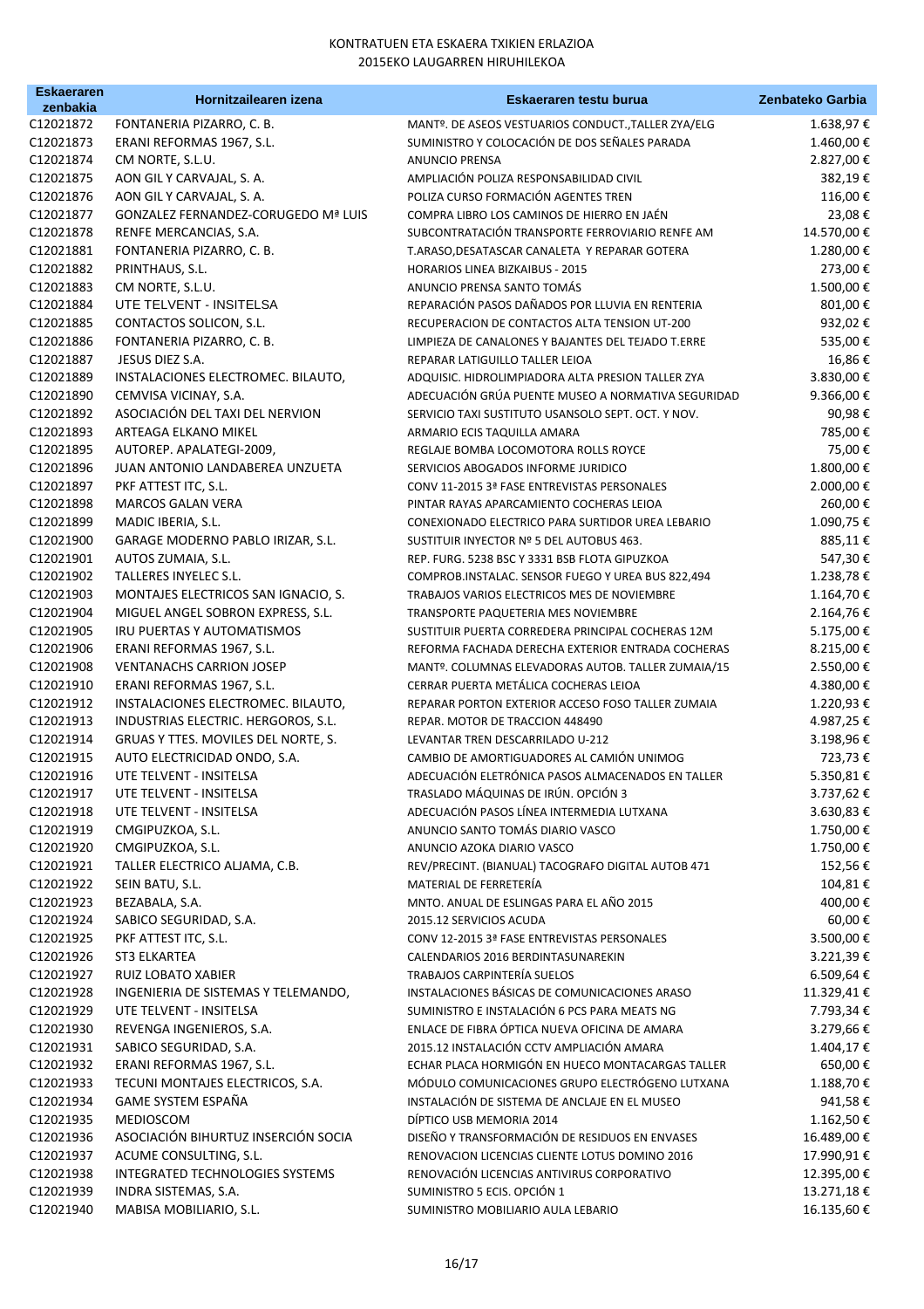KONTRATUEN ETA ESKAERA TXIKIEN ERLAZIOA
2015EKO LAUGARREN HIRUHILEKOA

| Eskaeraren zenbakia | Hornitzailearen izena | Eskaeraren testu burua | Zenbateko Garbia |
|---|---|---|---|
| C12021872 | FONTANERIA PIZARRO, C. B. | MANTº. DE ASEOS VESTUARIOS CONDUCT.,TALLER ZYA/ELG | 1.638,97 € |
| C12021873 | ERANI REFORMAS 1967, S.L. | SUMINISTRO Y COLOCACIÓN DE DOS SEÑALES PARADA | 1.460,00 € |
| C12021874 | CM NORTE, S.L.U. | ANUNCIO PRENSA | 2.827,00 € |
| C12021875 | AON GIL Y CARVAJAL, S. A. | AMPLIACIÓN POLIZA RESPONSABILIDAD CIVIL | 382,19 € |
| C12021876 | AON GIL Y CARVAJAL, S. A. | POLIZA CURSO FORMACIÓN AGENTES TREN | 116,00 € |
| C12021877 | GONZALEZ FERNANDEZ-CORUGEDO Mª LUIS | COMPRA LIBRO LOS CAMINOS DE HIERRO EN JAÉN | 23,08 € |
| C12021878 | RENFE MERCANCIAS, S.A. | SUBCONTRATACIÓN TRANSPORTE FERROVIARIO RENFE AM | 14.570,00 € |
| C12021881 | FONTANERIA PIZARRO, C. B. | T.ARASO,DESATASCAR CANALETA Y REPARAR GOTERA | 1.280,00 € |
| C12021882 | PRINTHAUS, S.L. | HORARIOS LINEA BIZKAIBUS - 2015 | 273,00 € |
| C12021883 | CM NORTE, S.L.U. | ANUNCIO PRENSA SANTO TOMÁS | 1.500,00 € |
| C12021884 | UTE TELVENT - INSITELSA | REPARACIÓN PASOS DAÑADOS POR LLUVIA EN RENTERIA | 801,00 € |
| C12021885 | CONTACTOS SOLICON, S.L. | RECUPERACION DE CONTACTOS ALTA TENSION UT-200 | 932,02 € |
| C12021886 | FONTANERIA PIZARRO, C. B. | LIMPIEZA DE CANALONES Y BAJANTES DEL TEJADO T.ERRE | 535,00 € |
| C12021887 | JESUS DIEZ S.A. | REPARAR LATIGUILLO TALLER LEIOA | 16,86 € |
| C12021889 | INSTALACIONES ELECTROMEC. BILAUTO, | ADQUISIC. HIDROLIMPIADORA ALTA PRESION TALLER ZYA | 3.830,00 € |
| C12021890 | CEMVISA VICINAY, S.A. | ADECUACIÓN GRÚA PUENTE MUSEO A NORMATIVA SEGURIDAD | 9.366,00 € |
| C12021892 | ASOCIACIÓN DEL TAXI DEL NERVION | SERVICIO TAXI SUSTITUTO USANSOLO SEPT. OCT. Y NOV. | 90,98 € |
| C12021893 | ARTEAGA ELKANO MIKEL | ARMARIO ECIS TAQUILLA AMARA | 785,00 € |
| C12021895 | AUTOREP. APALATEGI-2009, | REGLAJE BOMBA LOCOMOTORA ROLLS ROYCE | 75,00 € |
| C12021896 | JUAN ANTONIO LANDABEREA UNZUETA | SERVICIOS ABOGADOS INFORME JURIDICO | 1.800,00 € |
| C12021897 | PKF ATTEST ITC, S.L. | CONV 11-2015 3ª FASE ENTREVISTAS PERSONALES | 2.000,00 € |
| C12021898 | MARCOS GALAN VERA | PINTAR RAYAS APARCAMIENTO COCHERAS LEIOA | 260,00 € |
| C12021899 | MADIC IBERIA, S.L. | CONEXIONADO ELECTRICO PARA SURTIDOR UREA LEBARIO | 1.090,75 € |
| C12021900 | GARAGE MODERNO PABLO IRIZAR, S.L. | SUSTITUIR INYECTOR Nº 5 DEL AUTOBUS 463. | 885,11 € |
| C12021901 | AUTOS ZUMAIA, S.L. | REP. FURG. 5238 BSC Y 3331 BSB FLOTA GIPUZKOA | 547,30 € |
| C12021902 | TALLERES INYELEC S.L. | COMPROB.INSTALAC. SENSOR FUEGO Y UREA BUS 822,494 | 1.238,78 € |
| C12021903 | MONTAJES ELECTRICOS SAN IGNACIO, S. | TRABAJOS VARIOS ELECTRICOS MES DE NOVIEMBRE | 1.164,70 € |
| C12021904 | MIGUEL ANGEL SOBRON EXPRESS, S.L. | TRANSPORTE PAQUETERIA MES NOVIEMBRE | 2.164,76 € |
| C12021905 | IRU PUERTAS Y AUTOMATISMOS | SUSTITUIR PUERTA CORREDERA PRINCIPAL COCHERAS 12M | 5.175,00 € |
| C12021906 | ERANI REFORMAS 1967, S.L. | REFORMA FACHADA DERECHA EXTERIOR ENTRADA COCHERAS | 8.215,00 € |
| C12021908 | VENTANACHS CARRION JOSEP | MANTº. COLUMNAS ELEVADORAS AUTOB. TALLER ZUMAIA/15 | 2.550,00 € |
| C12021910 | ERANI REFORMAS 1967, S.L. | CERRAR PUERTA METÁLICA COCHERAS LEIOA | 4.380,00 € |
| C12021912 | INSTALACIONES ELECTROMEC. BILAUTO, | REPARAR PORTON EXTERIOR ACCESO FOSO TALLER ZUMAIA | 1.220,93 € |
| C12021913 | INDUSTRIAS ELECTRIC. HERGOROS, S.L. | REPAR. MOTOR DE TRACCION 448490 | 4.987,25 € |
| C12021914 | GRUAS Y TTES. MOVILES DEL NORTE, S. | LEVANTAR TREN DESCARRILADO U-212 | 3.198,96 € |
| C12021915 | AUTO ELECTRICIDAD ONDO, S.A. | CAMBIO DE AMORTIGUADORES AL CAMIÓN UNIMOG | 723,73 € |
| C12021916 | UTE TELVENT - INSITELSA | ADECUACIÓN ELETRÓNICA PASOS ALMACENADOS EN TALLER | 5.350,81 € |
| C12021917 | UTE TELVENT - INSITELSA | TRASLADO MÁQUINAS DE IRÚN. OPCIÓN 3 | 3.737,62 € |
| C12021918 | UTE TELVENT - INSITELSA | ADECUACIÓN PASOS LÍNEA INTERMEDIA LUTXANA | 3.630,83 € |
| C12021919 | CMGIPUZKOA, S.L. | ANUNCIO SANTO TOMÁS DIARIO VASCO | 1.750,00 € |
| C12021920 | CMGIPUZKOA, S.L. | ANUNCIO AZOKA DIARIO VASCO | 1.750,00 € |
| C12021921 | TALLER ELECTRICO ALJAMA, C.B. | REV/PRECINT. (BIANUAL) TACOGRAFO DIGITAL AUTOB 471 | 152,56 € |
| C12021922 | SEIN BATU, S.L. | MATERIAL DE FERRETERÍA | 104,81 € |
| C12021923 | BEZABALA, S.A. | MNTO. ANUAL DE ESLINGAS PARA EL AÑO 2015 | 400,00 € |
| C12021924 | SABICO SEGURIDAD, S.A. | 2015.12 SERVICIOS ACUDA | 60,00 € |
| C12021925 | PKF ATTEST ITC, S.L. | CONV 12-2015 3ª FASE ENTREVISTAS PERSONALES | 3.500,00 € |
| C12021926 | ST3 ELKARTEA | CALENDARIOS 2016 BERDINTASUNAREKIN | 3.221,39 € |
| C12021927 | RUIZ LOBATO XABIER | TRABAJOS CARPINTERÍA SUELOS | 6.509,64 € |
| C12021928 | INGENIERIA DE SISTEMAS Y TELEMANDO, | INSTALACIONES BÁSICAS DE COMUNICACIONES ARASO | 11.329,41 € |
| C12021929 | UTE TELVENT - INSITELSA | SUMINISTRO E INSTALACIÓN 6 PCS PARA MEATS NG | 7.793,34 € |
| C12021930 | REVENGA INGENIEROS, S.A. | ENLACE DE FIBRA ÓPTICA NUEVA OFICINA DE AMARA | 3.279,66 € |
| C12021931 | SABICO SEGURIDAD, S.A. | 2015.12 INSTALACIÓN CCTV AMPLIACIÓN AMARA | 1.404,17 € |
| C12021932 | ERANI REFORMAS 1967, S.L. | ECHAR PLACA HORMIGÓN EN HUECO MONTACARGAS TALLER | 650,00 € |
| C12021933 | TECUNI MONTAJES ELECTRICOS, S.A. | MÓDULO COMUNICACIONES GRUPO ELECTRÓGENO LUTXANA | 1.188,70 € |
| C12021934 | GAME SYSTEM ESPAÑA | INSTALACIÓN DE SISTEMA DE ANCLAJE EN EL MUSEO | 941,58 € |
| C12021935 | MEDIOSCOM | DÍPTICO USB MEMORIA 2014 | 1.162,50 € |
| C12021936 | ASOCIACIÓN BIHURTUZ INSERCIÓN SOCIA | DISEÑO Y TRANSFORMACIÓN DE RESIDUOS EN ENVASES | 16.489,00 € |
| C12021937 | ACUME CONSULTING, S.L. | RENOVACION LICENCIAS CLIENTE LOTUS DOMINO 2016 | 17.990,91 € |
| C12021938 | INTEGRATED TECHNOLOGIES SYSTEMS | RENOVACIÓN LICENCIAS ANTIVIRUS CORPORATIVO | 12.395,00 € |
| C12021939 | INDRA SISTEMAS, S.A. | SUMINISTRO 5 ECIS. OPCIÓN 1 | 13.271,18 € |
| C12021940 | MABISA MOBILIARIO, S.L. | SUMINISTRO MOBILIARIO AULA LEBARIO | 16.135,60 € |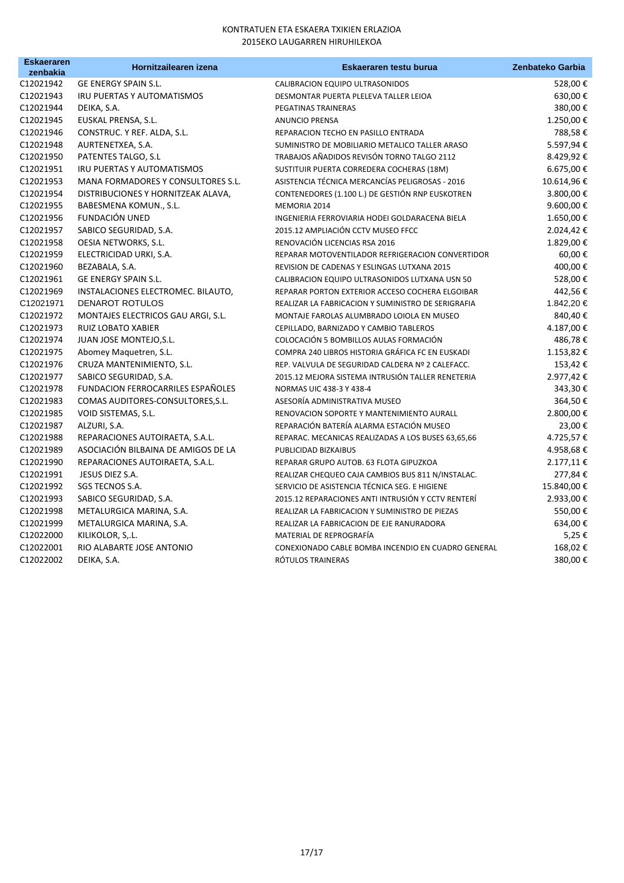KONTRATUEN ETA ESKAERA TXIKIEN ERLAZIOA
2015EKO LAUGARREN HIRUHILEKOA

| Eskaeraren zenbakia | Hornitzailearen izena | Eskaeraren testu burua | Zenbateko Garbia |
|---|---|---|---|
| C12021942 | GE ENERGY SPAIN S.L. | CALIBRACION EQUIPO ULTRASONIDOS | 528,00 € |
| C12021943 | IRU PUERTAS Y AUTOMATISMOS | DESMONTAR PUERTA PLELEVA TALLER LEIOA | 630,00 € |
| C12021944 | DEIKA, S.A. | PEGATINAS TRAINERAS | 380,00 € |
| C12021945 | EUSKAL PRENSA, S.L. | ANUNCIO PRENSA | 1.250,00 € |
| C12021946 | CONSTRUC. Y REF. ALDA, S.L. | REPARACION TECHO EN PASILLO ENTRADA | 788,58 € |
| C12021948 | AURTENETXEA, S.A. | SUMINISTRO DE MOBILIARIO METALICO TALLER ARASO | 5.597,94 € |
| C12021950 | PATENTES TALGO, S.L | TRABAJOS AÑADIDOS REVISÓN TORNO TALGO 2112 | 8.429,92 € |
| C12021951 | IRU PUERTAS Y AUTOMATISMOS | SUSTITUIR PUERTA CORREDERA COCHERAS (18M) | 6.675,00 € |
| C12021953 | MANA FORMADORES Y CONSULTORES S.L. | ASISTENCIA TÉCNICA MERCANCÍAS PELIGROSAS - 2016 | 10.614,96 € |
| C12021954 | DISTRIBUCIONES Y HORNITZEAK ALAVA, | CONTENEDORES (1.100 L.) DE GESTIÓN RNP EUSKOTREN | 3.800,00 € |
| C12021955 | BABESMENA KOMUN., S.L. | MEMORIA 2014 | 9.600,00 € |
| C12021956 | FUNDACIÓN UNED | INGENIERIA FERROVIARIA HODEI GOLDARACENA BIELA | 1.650,00 € |
| C12021957 | SABICO SEGURIDAD, S.A. | 2015.12 AMPLIACIÓN CCTV MUSEO FFCC | 2.024,42 € |
| C12021958 | OESIA NETWORKS, S.L. | RENOVACIÓN LICENCIAS RSA 2016 | 1.829,00 € |
| C12021959 | ELECTRICIDAD URKI, S.A. | REPARAR MOTOVENTILADOR REFRIGERACION CONVERTIDOR | 60,00 € |
| C12021960 | BEZABALA, S.A. | REVISION DE CADENAS Y ESLINGAS LUTXANA 2015 | 400,00 € |
| C12021961 | GE ENERGY SPAIN S.L. | CALIBRACION EQUIPO ULTRASONIDOS LUTXANA USN 50 | 528,00 € |
| C12021969 | INSTALACIONES ELECTROMEC. BILAUTO, | REPARAR PORTON EXTERIOR ACCESO COCHERA ELGOIBAR | 442,56 € |
| C12021971 | DENAROT ROTULOS | REALIZAR LA FABRICACION Y SUMINISTRO DE SERIGRAFIA | 1.842,20 € |
| C12021972 | MONTAJES ELECTRICOS GAU ARGI, S.L. | MONTAJE FAROLAS ALUMBRADO LOIOLA EN MUSEO | 840,40 € |
| C12021973 | RUIZ LOBATO XABIER | CEPILLADO, BARNIZADO Y CAMBIO TABLEROS | 4.187,00 € |
| C12021974 | JUAN JOSE MONTEJO,S.L. | COLOCACIÓN 5 BOMBILLOS AULAS FORMACIÓN | 486,78 € |
| C12021975 | Abomey Maquetren, S.L. | COMPRA 240 LIBROS HISTORIA GRÁFICA FC EN EUSKADI | 1.153,82 € |
| C12021976 | CRUZA MANTENIMIENTO, S.L. | REP. VALVULA DE SEGURIDAD CALDERA Nº 2 CALEFACC. | 153,42 € |
| C12021977 | SABICO SEGURIDAD, S.A. | 2015.12 MEJORA SISTEMA INTRUSIÓN TALLER RENETERIA | 2.977,42 € |
| C12021978 | FUNDACION FERROCARRILES ESPAÑOLES | NORMAS UIC 438-3 Y 438-4 | 343,30 € |
| C12021983 | COMAS AUDITORES-CONSULTORES,S.L. | ASESORÍA ADMINISTRATIVA MUSEO | 364,50 € |
| C12021985 | VOID SISTEMAS, S.L. | RENOVACION SOPORTE Y MANTENIMIENTO AURALL | 2.800,00 € |
| C12021987 | ALZURI, S.A. | REPARACIÓN BATERÍA ALARMA ESTACIÓN MUSEO | 23,00 € |
| C12021988 | REPARACIONES AUTOIRAETA, S.A.L. | REPARAC. MECANICAS REALIZADAS A LOS BUSES 63,65,66 | 4.725,57 € |
| C12021989 | ASOCIACIÓN BILBAINA DE AMIGOS DE LA | PUBLICIDAD BIZKAIBUS | 4.958,68 € |
| C12021990 | REPARACIONES AUTOIRAETA, S.A.L. | REPARAR GRUPO AUTOB. 63 FLOTA GIPUZKOA | 2.177,11 € |
| C12021991 | JESUS DIEZ S.A. | REALIZAR CHEQUEO CAJA CAMBIOS BUS 811 N/INSTALAC. | 277,84 € |
| C12021992 | SGS TECNOS S.A. | SERVICIO DE ASISTENCIA TÉCNICA SEG. E HIGIENE | 15.840,00 € |
| C12021993 | SABICO SEGURIDAD, S.A. | 2015.12 REPARACIONES ANTI INTRUSIÓN Y CCTV RENTERÍ | 2.933,00 € |
| C12021998 | METALURGICA MARINA, S.A. | REALIZAR LA FABRICACION Y SUMINISTRO DE PIEZAS | 550,00 € |
| C12021999 | METALURGICA MARINA, S.A. | REALIZAR LA FABRICACION DE EJE RANURADORA | 634,00 € |
| C12022000 | KILIKOLOR, S,.L. | MATERIAL DE REPROGRAFÍA | 5,25 € |
| C12022001 | RIO ALABARTE JOSE ANTONIO | CONEXIONADO CABLE BOMBA INCENDIO EN CUADRO GENERAL | 168,02 € |
| C12022002 | DEIKA, S.A. | RÓTULOS TRAINERAS | 380,00 € |